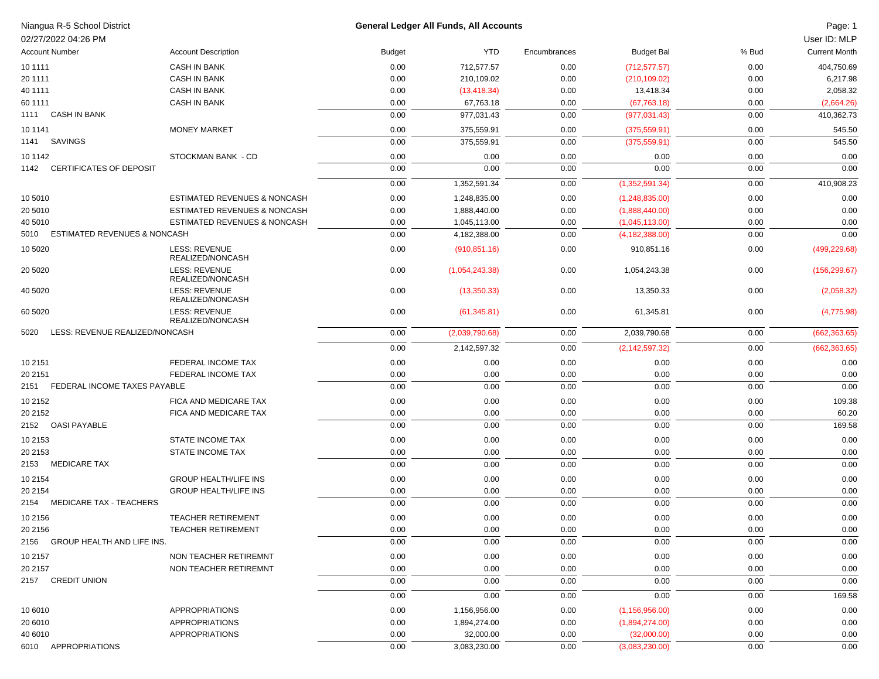Niangua R-5 School District

02/27/2022 04:26 PM

**General Ledger All Funds, All Accounts**

User ID: MLP

| Account Number | Account Description | Budget | YTD | Encumbrances | Budget Bal | % Bud | Current Month |
|---|---|---|---|---|---|---|---|
| 10 1111 | CASH IN BANK | 0.00 | 712,577.57 | 0.00 | (712,577.57) | 0.00 | 404,750.69 |
| 20 1111 | CASH IN BANK | 0.00 | 210,109.02 | 0.00 | (210,109.02) | 0.00 | 6,217.98 |
| 40 1111 | CASH IN BANK | 0.00 | (13,418.34) | 0.00 | 13,418.34 | 0.00 | 2,058.32 |
| 60 1111 | CASH IN BANK | 0.00 | 67,763.18 | 0.00 | (67,763.18) | 0.00 | (2,664.26) |
| 1111 CASH IN BANK | | 0.00 | 977,031.43 | 0.00 | (977,031.43) | 0.00 | 410,362.73 |
| 10 1141 | MONEY MARKET | 0.00 | 375,559.91 | 0.00 | (375,559.91) | 0.00 | 545.50 |
| 1141 SAVINGS | | 0.00 | 375,559.91 | 0.00 | (375,559.91) | 0.00 | 545.50 |
| 10 1142 | STOCKMAN BANK - CD | 0.00 | 0.00 | 0.00 | 0.00 | 0.00 | 0.00 |
| 1142 CERTIFICATES OF DEPOSIT | | 0.00 | 0.00 | 0.00 | 0.00 | 0.00 | 0.00 |
| | | 0.00 | 1,352,591.34 | 0.00 | (1,352,591.34) | 0.00 | 410,908.23 |
| 10 5010 | ESTIMATED REVENUES & NONCASH | 0.00 | 1,248,835.00 | 0.00 | (1,248,835.00) | 0.00 | 0.00 |
| 20 5010 | ESTIMATED REVENUES & NONCASH | 0.00 | 1,888,440.00 | 0.00 | (1,888,440.00) | 0.00 | 0.00 |
| 40 5010 | ESTIMATED REVENUES & NONCASH | 0.00 | 1,045,113.00 | 0.00 | (1,045,113.00) | 0.00 | 0.00 |
| 5010 ESTIMATED REVENUES & NONCASH | | 0.00 | 4,182,388.00 | 0.00 | (4,182,388.00) | 0.00 | 0.00 |
| 10 5020 | LESS: REVENUE REALIZED/NONCASH | 0.00 | (910,851.16) | 0.00 | 910,851.16 | 0.00 | (499,229.68) |
| 20 5020 | LESS: REVENUE REALIZED/NONCASH | 0.00 | (1,054,243.38) | 0.00 | 1,054,243.38 | 0.00 | (156,299.67) |
| 40 5020 | LESS: REVENUE REALIZED/NONCASH | 0.00 | (13,350.33) | 0.00 | 13,350.33 | 0.00 | (2,058.32) |
| 60 5020 | LESS: REVENUE REALIZED/NONCASH | 0.00 | (61,345.81) | 0.00 | 61,345.81 | 0.00 | (4,775.98) |
| 5020 LESS: REVENUE REALIZED/NONCASH | | 0.00 | (2,039,790.68) | 0.00 | 2,039,790.68 | 0.00 | (662,363.65) |
| | | 0.00 | 2,142,597.32 | 0.00 | (2,142,597.32) | 0.00 | (662,363.65) |
| 10 2151 | FEDERAL INCOME TAX | 0.00 | 0.00 | 0.00 | 0.00 | 0.00 | 0.00 |
| 20 2151 | FEDERAL INCOME TAX | 0.00 | 0.00 | 0.00 | 0.00 | 0.00 | 0.00 |
| 2151 FEDERAL INCOME TAXES PAYABLE | | 0.00 | 0.00 | 0.00 | 0.00 | 0.00 | 0.00 |
| 10 2152 | FICA AND MEDICARE TAX | 0.00 | 0.00 | 0.00 | 0.00 | 0.00 | 109.38 |
| 20 2152 | FICA AND MEDICARE TAX | 0.00 | 0.00 | 0.00 | 0.00 | 0.00 | 60.20 |
| 2152 OASI PAYABLE | | 0.00 | 0.00 | 0.00 | 0.00 | 0.00 | 169.58 |
| 10 2153 | STATE INCOME TAX | 0.00 | 0.00 | 0.00 | 0.00 | 0.00 | 0.00 |
| 20 2153 | STATE INCOME TAX | 0.00 | 0.00 | 0.00 | 0.00 | 0.00 | 0.00 |
| 2153 MEDICARE TAX | | 0.00 | 0.00 | 0.00 | 0.00 | 0.00 | 0.00 |
| 10 2154 | GROUP HEALTH/LIFE INS | 0.00 | 0.00 | 0.00 | 0.00 | 0.00 | 0.00 |
| 20 2154 | GROUP HEALTH/LIFE INS | 0.00 | 0.00 | 0.00 | 0.00 | 0.00 | 0.00 |
| 2154 MEDICARE TAX - TEACHERS | | 0.00 | 0.00 | 0.00 | 0.00 | 0.00 | 0.00 |
| 10 2156 | TEACHER RETIREMENT | 0.00 | 0.00 | 0.00 | 0.00 | 0.00 | 0.00 |
| 20 2156 | TEACHER RETIREMENT | 0.00 | 0.00 | 0.00 | 0.00 | 0.00 | 0.00 |
| 2156 GROUP HEALTH AND LIFE INS. | | 0.00 | 0.00 | 0.00 | 0.00 | 0.00 | 0.00 |
| 10 2157 | NON TEACHER RETIREMNT | 0.00 | 0.00 | 0.00 | 0.00 | 0.00 | 0.00 |
| 20 2157 | NON TEACHER RETIREMNT | 0.00 | 0.00 | 0.00 | 0.00 | 0.00 | 0.00 |
| 2157 CREDIT UNION | | 0.00 | 0.00 | 0.00 | 0.00 | 0.00 | 0.00 |
| | | 0.00 | 0.00 | 0.00 | 0.00 | 0.00 | 169.58 |
| 10 6010 | APPROPRIATIONS | 0.00 | 1,156,956.00 | 0.00 | (1,156,956.00) | 0.00 | 0.00 |
| 20 6010 | APPROPRIATIONS | 0.00 | 1,894,274.00 | 0.00 | (1,894,274.00) | 0.00 | 0.00 |
| 40 6010 | APPROPRIATIONS | 0.00 | 32,000.00 | 0.00 | (32,000.00) | 0.00 | 0.00 |
| 6010 APPROPRIATIONS | | 0.00 | 3,083,230.00 | 0.00 | (3,083,230.00) | 0.00 | 0.00 |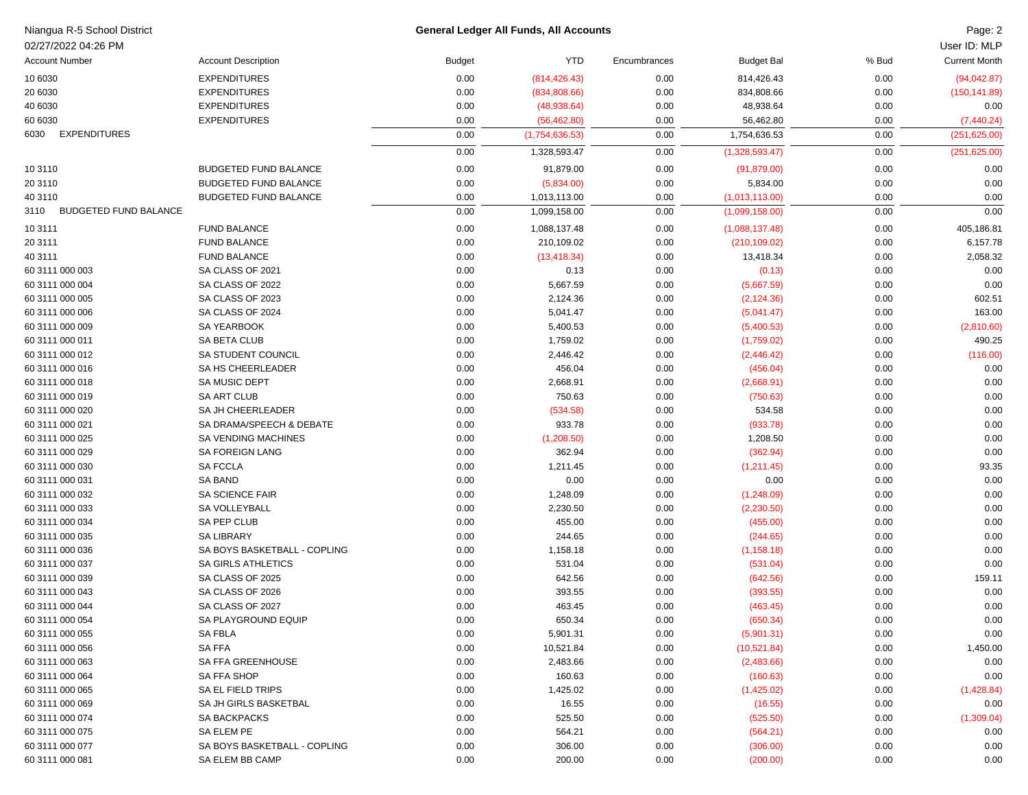Niangua R-5 School District
02/27/2022 04:26 PM

**General Ledger All Funds, All Accounts**

User ID: MLP

| Account Number | Account Description | Budget | YTD | Encumbrances | Budget Bal | % Bud | Current Month |
|---|---|---|---|---|---|---|---|
| 10 6030 | EXPENDITURES | 0.00 | (814,426.43) | 0.00 | 814,426.43 | 0.00 | (94,042.87) |
| 20 6030 | EXPENDITURES | 0.00 | (834,808.66) | 0.00 | 834,808.66 | 0.00 | (150,141.89) |
| 40 6030 | EXPENDITURES | 0.00 | (48,938.64) | 0.00 | 48,938.64 | 0.00 | 0.00 |
| 60 6030 | EXPENDITURES | 0.00 | (56,462.80) | 0.00 | 56,462.80 | 0.00 | (7,440.24) |
| 6030 EXPENDITURES | | 0.00 | (1,754,636.53) | 0.00 | 1,754,636.53 | 0.00 | (251,625.00) |
| | | 0.00 | 1,328,593.47 | 0.00 | (1,328,593.47) | 0.00 | (251,625.00) |
| 10 3110 | BUDGETED FUND BALANCE | 0.00 | 91,879.00 | 0.00 | (91,879.00) | 0.00 | 0.00 |
| 20 3110 | BUDGETED FUND BALANCE | 0.00 | (5,834.00) | 0.00 | 5,834.00 | 0.00 | 0.00 |
| 40 3110 | BUDGETED FUND BALANCE | 0.00 | 1,013,113.00 | 0.00 | (1,013,113.00) | 0.00 | 0.00 |
| 3110 BUDGETED FUND BALANCE | | 0.00 | 1,099,158.00 | 0.00 | (1,099,158.00) | 0.00 | 0.00 |
| 10 3111 | FUND BALANCE | 0.00 | 1,088,137.48 | 0.00 | (1,088,137.48) | 0.00 | 405,186.81 |
| 20 3111 | FUND BALANCE | 0.00 | 210,109.02 | 0.00 | (210,109.02) | 0.00 | 6,157.78 |
| 40 3111 | FUND BALANCE | 0.00 | (13,418.34) | 0.00 | 13,418.34 | 0.00 | 2,058.32 |
| 60 3111 000 003 | SA CLASS OF 2021 | 0.00 | 0.13 | 0.00 | (0.13) | 0.00 | 0.00 |
| 60 3111 000 004 | SA CLASS OF 2022 | 0.00 | 5,667.59 | 0.00 | (5,667.59) | 0.00 | 0.00 |
| 60 3111 000 005 | SA CLASS OF 2023 | 0.00 | 2,124.36 | 0.00 | (2,124.36) | 0.00 | 602.51 |
| 60 3111 000 006 | SA CLASS OF 2024 | 0.00 | 5,041.47 | 0.00 | (5,041.47) | 0.00 | 163.00 |
| 60 3111 000 009 | SA YEARBOOK | 0.00 | 5,400.53 | 0.00 | (5,400.53) | 0.00 | (2,810.60) |
| 60 3111 000 011 | SA BETA CLUB | 0.00 | 1,759.02 | 0.00 | (1,759.02) | 0.00 | 490.25 |
| 60 3111 000 012 | SA STUDENT COUNCIL | 0.00 | 2,446.42 | 0.00 | (2,446.42) | 0.00 | (116.00) |
| 60 3111 000 016 | SA HS CHEERLEADER | 0.00 | 456.04 | 0.00 | (456.04) | 0.00 | 0.00 |
| 60 3111 000 018 | SA MUSIC DEPT | 0.00 | 2,668.91 | 0.00 | (2,668.91) | 0.00 | 0.00 |
| 60 3111 000 019 | SA ART CLUB | 0.00 | 750.63 | 0.00 | (750.63) | 0.00 | 0.00 |
| 60 3111 000 020 | SA JH CHEERLEADER | 0.00 | (534.58) | 0.00 | 534.58 | 0.00 | 0.00 |
| 60 3111 000 021 | SA DRAMA/SPEECH & DEBATE | 0.00 | 933.78 | 0.00 | (933.78) | 0.00 | 0.00 |
| 60 3111 000 025 | SA VENDING MACHINES | 0.00 | (1,208.50) | 0.00 | 1,208.50 | 0.00 | 0.00 |
| 60 3111 000 029 | SA FOREIGN LANG | 0.00 | 362.94 | 0.00 | (362.94) | 0.00 | 0.00 |
| 60 3111 000 030 | SA FCCLA | 0.00 | 1,211.45 | 0.00 | (1,211.45) | 0.00 | 93.35 |
| 60 3111 000 031 | SA BAND | 0.00 | 0.00 | 0.00 | 0.00 | 0.00 | 0.00 |
| 60 3111 000 032 | SA SCIENCE FAIR | 0.00 | 1,248.09 | 0.00 | (1,248.09) | 0.00 | 0.00 |
| 60 3111 000 033 | SA VOLLEYBALL | 0.00 | 2,230.50 | 0.00 | (2,230.50) | 0.00 | 0.00 |
| 60 3111 000 034 | SA PEP CLUB | 0.00 | 455.00 | 0.00 | (455.00) | 0.00 | 0.00 |
| 60 3111 000 035 | SA LIBRARY | 0.00 | 244.65 | 0.00 | (244.65) | 0.00 | 0.00 |
| 60 3111 000 036 | SA BOYS BASKETBALL - COPLING | 0.00 | 1,158.18 | 0.00 | (1,158.18) | 0.00 | 0.00 |
| 60 3111 000 037 | SA GIRLS ATHLETICS | 0.00 | 531.04 | 0.00 | (531.04) | 0.00 | 0.00 |
| 60 3111 000 039 | SA CLASS OF 2025 | 0.00 | 642.56 | 0.00 | (642.56) | 0.00 | 159.11 |
| 60 3111 000 043 | SA CLASS OF 2026 | 0.00 | 393.55 | 0.00 | (393.55) | 0.00 | 0.00 |
| 60 3111 000 044 | SA CLASS OF 2027 | 0.00 | 463.45 | 0.00 | (463.45) | 0.00 | 0.00 |
| 60 3111 000 054 | SA PLAYGROUND EQUIP | 0.00 | 650.34 | 0.00 | (650.34) | 0.00 | 0.00 |
| 60 3111 000 055 | SA FBLA | 0.00 | 5,901.31 | 0.00 | (5,901.31) | 0.00 | 0.00 |
| 60 3111 000 056 | SA FFA | 0.00 | 10,521.84 | 0.00 | (10,521.84) | 0.00 | 1,450.00 |
| 60 3111 000 063 | SA FFA GREENHOUSE | 0.00 | 2,483.66 | 0.00 | (2,483.66) | 0.00 | 0.00 |
| 60 3111 000 064 | SA FFA SHOP | 0.00 | 160.63 | 0.00 | (160.63) | 0.00 | 0.00 |
| 60 3111 000 065 | SA EL FIELD TRIPS | 0.00 | 1,425.02 | 0.00 | (1,425.02) | 0.00 | (1,428.84) |
| 60 3111 000 069 | SA JH GIRLS BASKETBAL | 0.00 | 16.55 | 0.00 | (16.55) | 0.00 | 0.00 |
| 60 3111 000 074 | SA BACKPACKS | 0.00 | 525.50 | 0.00 | (525.50) | 0.00 | (1,309.04) |
| 60 3111 000 075 | SA ELEM PE | 0.00 | 564.21 | 0.00 | (564.21) | 0.00 | 0.00 |
| 60 3111 000 077 | SA BOYS BASKETBALL - COPLING | 0.00 | 306.00 | 0.00 | (306.00) | 0.00 | 0.00 |
| 60 3111 000 081 | SA ELEM BB CAMP | 0.00 | 200.00 | 0.00 | (200.00) | 0.00 | 0.00 |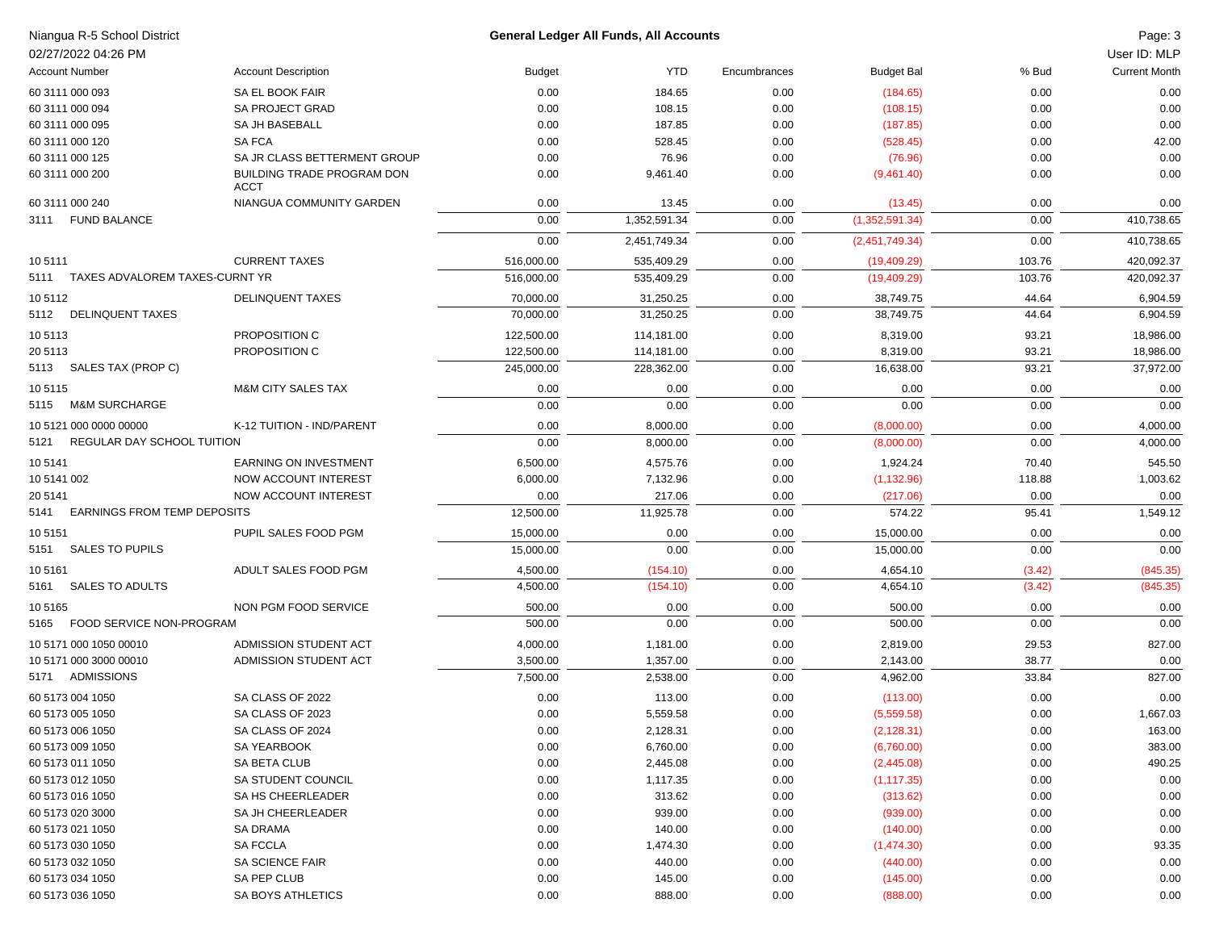Niangua R-5 School District

02/27/2022 04:26 PM

## General Ledger All Funds, All Accounts

User ID: MLP

| Account Number | Account Description | Budget | YTD | Encumbrances | Budget Bal | % Bud | Current Month |
|---|---|---|---|---|---|---|---|
| 60 3111 000 093 | SA EL BOOK FAIR | 0.00 | 184.65 | 0.00 | (184.65) | 0.00 | 0.00 |
| 60 3111 000 094 | SA PROJECT GRAD | 0.00 | 108.15 | 0.00 | (108.15) | 0.00 | 0.00 |
| 60 3111 000 095 | SA JH BASEBALL | 0.00 | 187.85 | 0.00 | (187.85) | 0.00 | 0.00 |
| 60 3111 000 120 | SA FCA | 0.00 | 528.45 | 0.00 | (528.45) | 0.00 | 42.00 |
| 60 3111 000 125 | SA JR CLASS BETTERMENT GROUP | 0.00 | 76.96 | 0.00 | (76.96) | 0.00 | 0.00 |
| 60 3111 000 200 | BUILDING TRADE PROGRAM DON ACCT | 0.00 | 9,461.40 | 0.00 | (9,461.40) | 0.00 | 0.00 |
| 60 3111 000 240 | NIANGUA COMMUNITY GARDEN | 0.00 | 13.45 | 0.00 | (13.45) | 0.00 | 0.00 |
| 3111 FUND BALANCE | | 0.00 | 1,352,591.34 | 0.00 | (1,352,591.34) | 0.00 | 410,738.65 |
| | | 0.00 | 2,451,749.34 | 0.00 | (2,451,749.34) | 0.00 | 410,738.65 |
| 10 5111 | CURRENT TAXES | 516,000.00 | 535,409.29 | 0.00 | (19,409.29) | 103.76 | 420,092.37 |
| 5111 TAXES ADVALOREM TAXES-CURNT YR | | 516,000.00 | 535,409.29 | 0.00 | (19,409.29) | 103.76 | 420,092.37 |
| 10 5112 | DELINQUENT TAXES | 70,000.00 | 31,250.25 | 0.00 | 38,749.75 | 44.64 | 6,904.59 |
| 5112 DELINQUENT TAXES | | 70,000.00 | 31,250.25 | 0.00 | 38,749.75 | 44.64 | 6,904.59 |
| 10 5113 | PROPOSITION C | 122,500.00 | 114,181.00 | 0.00 | 8,319.00 | 93.21 | 18,986.00 |
| 20 5113 | PROPOSITION C | 122,500.00 | 114,181.00 | 0.00 | 8,319.00 | 93.21 | 18,986.00 |
| 5113 SALES TAX (PROP C) | | 245,000.00 | 228,362.00 | 0.00 | 16,638.00 | 93.21 | 37,972.00 |
| 10 5115 | M&M CITY SALES TAX | 0.00 | 0.00 | 0.00 | 0.00 | 0.00 | 0.00 |
| 5115 M&M SURCHARGE | | 0.00 | 0.00 | 0.00 | 0.00 | 0.00 | 0.00 |
| 10 5121 000 0000 00000 | K-12 TUITION - IND/PARENT | 0.00 | 8,000.00 | 0.00 | (8,000.00) | 0.00 | 4,000.00 |
| 5121 REGULAR DAY SCHOOL TUITION | | 0.00 | 8,000.00 | 0.00 | (8,000.00) | 0.00 | 4,000.00 |
| 10 5141 | EARNING ON INVESTMENT | 6,500.00 | 4,575.76 | 0.00 | 1,924.24 | 70.40 | 545.50 |
| 10 5141 002 | NOW ACCOUNT INTEREST | 6,000.00 | 7,132.96 | 0.00 | (1,132.96) | 118.88 | 1,003.62 |
| 20 5141 | NOW ACCOUNT INTEREST | 0.00 | 217.06 | 0.00 | (217.06) | 0.00 | 0.00 |
| 5141 EARNINGS FROM TEMP DEPOSITS | | 12,500.00 | 11,925.78 | 0.00 | 574.22 | 95.41 | 1,549.12 |
| 10 5151 | PUPIL SALES FOOD PGM | 15,000.00 | 0.00 | 0.00 | 15,000.00 | 0.00 | 0.00 |
| 5151 SALES TO PUPILS | | 15,000.00 | 0.00 | 0.00 | 15,000.00 | 0.00 | 0.00 |
| 10 5161 | ADULT SALES FOOD PGM | 4,500.00 | (154.10) | 0.00 | 4,654.10 | (3.42) | (845.35) |
| 5161 SALES TO ADULTS | | 4,500.00 | (154.10) | 0.00 | 4,654.10 | (3.42) | (845.35) |
| 10 5165 | NON PGM FOOD SERVICE | 500.00 | 0.00 | 0.00 | 500.00 | 0.00 | 0.00 |
| 5165 FOOD SERVICE NON-PROGRAM | | 500.00 | 0.00 | 0.00 | 500.00 | 0.00 | 0.00 |
| 10 5171 000 1050 00010 | ADMISSION STUDENT ACT | 4,000.00 | 1,181.00 | 0.00 | 2,819.00 | 29.53 | 827.00 |
| 10 5171 000 3000 00010 | ADMISSION STUDENT ACT | 3,500.00 | 1,357.00 | 0.00 | 2,143.00 | 38.77 | 0.00 |
| 5171 ADMISSIONS | | 7,500.00 | 2,538.00 | 0.00 | 4,962.00 | 33.84 | 827.00 |
| 60 5173 004 1050 | SA CLASS OF 2022 | 0.00 | 113.00 | 0.00 | (113.00) | 0.00 | 0.00 |
| 60 5173 005 1050 | SA CLASS OF 2023 | 0.00 | 5,559.58 | 0.00 | (5,559.58) | 0.00 | 1,667.03 |
| 60 5173 006 1050 | SA CLASS OF 2024 | 0.00 | 2,128.31 | 0.00 | (2,128.31) | 0.00 | 163.00 |
| 60 5173 009 1050 | SA YEARBOOK | 0.00 | 6,760.00 | 0.00 | (6,760.00) | 0.00 | 383.00 |
| 60 5173 011 1050 | SA BETA CLUB | 0.00 | 2,445.08 | 0.00 | (2,445.08) | 0.00 | 490.25 |
| 60 5173 012 1050 | SA STUDENT COUNCIL | 0.00 | 1,117.35 | 0.00 | (1,117.35) | 0.00 | 0.00 |
| 60 5173 016 1050 | SA HS CHEERLEADER | 0.00 | 313.62 | 0.00 | (313.62) | 0.00 | 0.00 |
| 60 5173 020 3000 | SA JH CHEERLEADER | 0.00 | 939.00 | 0.00 | (939.00) | 0.00 | 0.00 |
| 60 5173 021 1050 | SA DRAMA | 0.00 | 140.00 | 0.00 | (140.00) | 0.00 | 0.00 |
| 60 5173 030 1050 | SA FCCLA | 0.00 | 1,474.30 | 0.00 | (1,474.30) | 0.00 | 93.35 |
| 60 5173 032 1050 | SA SCIENCE FAIR | 0.00 | 440.00 | 0.00 | (440.00) | 0.00 | 0.00 |
| 60 5173 034 1050 | SA PEP CLUB | 0.00 | 145.00 | 0.00 | (145.00) | 0.00 | 0.00 |
| 60 5173 036 1050 | SA BOYS ATHLETICS | 0.00 | 888.00 | 0.00 | (888.00) | 0.00 | 0.00 |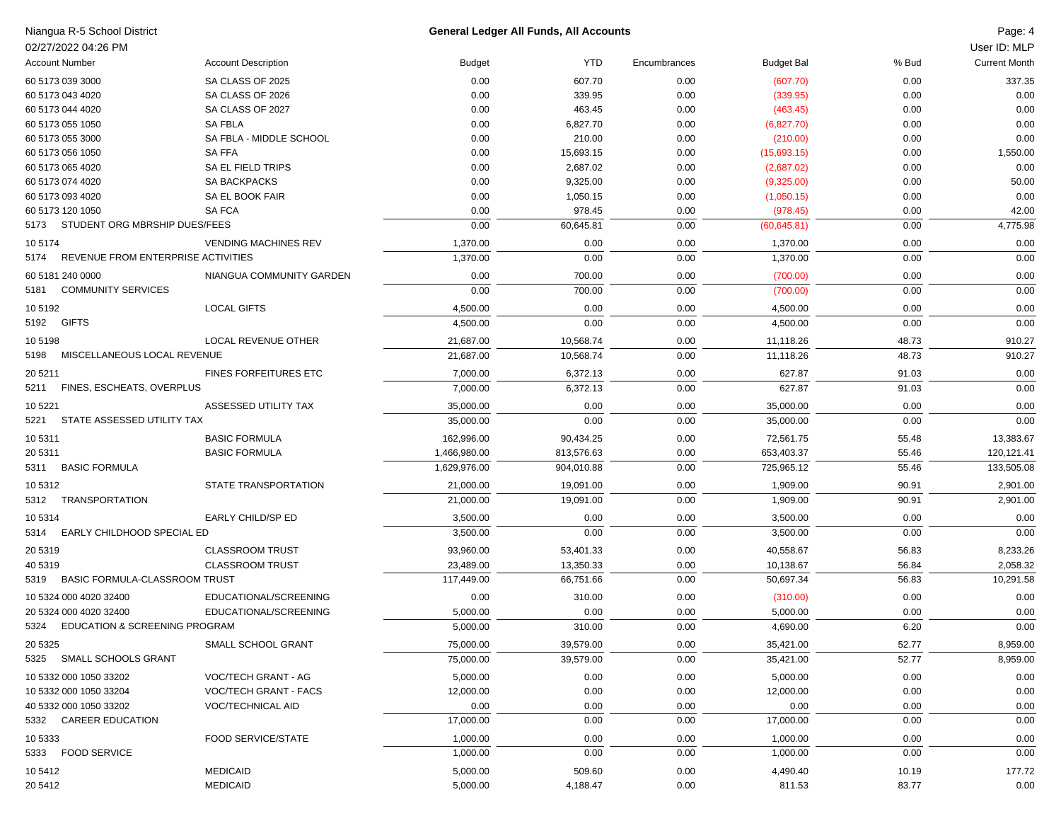Niagua R-5 School District

02/27/2022 04:26 PM

**General Ledger All Funds, All Accounts**

User ID: MLP

| Account Number | Account Description | Budget | YTD | Encumbrances | Budget Bal | % Bud | Current Month |
|---|---|---|---|---|---|---|---|
| 60 5173 039 3000 | SA CLASS OF 2025 | 0.00 | 607.70 | 0.00 | (607.70) | 0.00 | 337.35 |
| 60 5173 043 4020 | SA CLASS OF 2026 | 0.00 | 339.95 | 0.00 | (339.95) | 0.00 | 0.00 |
| 60 5173 044 4020 | SA CLASS OF 2027 | 0.00 | 463.45 | 0.00 | (463.45) | 0.00 | 0.00 |
| 60 5173 055 1050 | SA FBLA | 0.00 | 6,827.70 | 0.00 | (6,827.70) | 0.00 | 0.00 |
| 60 5173 055 3000 | SA FBLA - MIDDLE SCHOOL | 0.00 | 210.00 | 0.00 | (210.00) | 0.00 | 0.00 |
| 60 5173 056 1050 | SA FFA | 0.00 | 15,693.15 | 0.00 | (15,693.15) | 0.00 | 1,550.00 |
| 60 5173 065 4020 | SA EL FIELD TRIPS | 0.00 | 2,687.02 | 0.00 | (2,687.02) | 0.00 | 0.00 |
| 60 5173 074 4020 | SA BACKPACKS | 0.00 | 9,325.00 | 0.00 | (9,325.00) | 0.00 | 50.00 |
| 60 5173 093 4020 | SA EL BOOK FAIR | 0.00 | 1,050.15 | 0.00 | (1,050.15) | 0.00 | 0.00 |
| 60 5173 120 1050 | SA FCA | 0.00 | 978.45 | 0.00 | (978.45) | 0.00 | 42.00 |
| 5173 STUDENT ORG MBRSHIP DUES/FEES | | 0.00 | 60,645.81 | 0.00 | (60,645.81) | 0.00 | 4,775.98 |
| 10 5174 | VENDING MACHINES REV | 1,370.00 | 0.00 | 0.00 | 1,370.00 | 0.00 | 0.00 |
| 5174 REVENUE FROM ENTERPRISE ACTIVITIES | | 1,370.00 | 0.00 | 0.00 | 1,370.00 | 0.00 | 0.00 |
| 60 5181 240 0000 | NIANGUA COMMUNITY GARDEN | 0.00 | 700.00 | 0.00 | (700.00) | 0.00 | 0.00 |
| 5181 COMMUNITY SERVICES | | 0.00 | 700.00 | 0.00 | (700.00) | 0.00 | 0.00 |
| 10 5192 | LOCAL GIFTS | 4,500.00 | 0.00 | 0.00 | 4,500.00 | 0.00 | 0.00 |
| 5192 GIFTS | | 4,500.00 | 0.00 | 0.00 | 4,500.00 | 0.00 | 0.00 |
| 10 5198 | LOCAL REVENUE OTHER | 21,687.00 | 10,568.74 | 0.00 | 11,118.26 | 48.73 | 910.27 |
| 5198 MISCELLANEOUS LOCAL REVENUE | | 21,687.00 | 10,568.74 | 0.00 | 11,118.26 | 48.73 | 910.27 |
| 20 5211 | FINES FORFEITURES ETC | 7,000.00 | 6,372.13 | 0.00 | 627.87 | 91.03 | 0.00 |
| 5211 FINES, ESCHEATS, OVERPLUS | | 7,000.00 | 6,372.13 | 0.00 | 627.87 | 91.03 | 0.00 |
| 10 5221 | ASSESSED UTILITY TAX | 35,000.00 | 0.00 | 0.00 | 35,000.00 | 0.00 | 0.00 |
| 5221 STATE ASSESSED UTILITY TAX | | 35,000.00 | 0.00 | 0.00 | 35,000.00 | 0.00 | 0.00 |
| 10 5311 | BASIC FORMULA | 162,996.00 | 90,434.25 | 0.00 | 72,561.75 | 55.48 | 13,383.67 |
| 20 5311 | BASIC FORMULA | 1,466,980.00 | 813,576.63 | 0.00 | 653,403.37 | 55.46 | 120,121.41 |
| 5311 BASIC FORMULA | | 1,629,976.00 | 904,010.88 | 0.00 | 725,965.12 | 55.46 | 133,505.08 |
| 10 5312 | STATE TRANSPORTATION | 21,000.00 | 19,091.00 | 0.00 | 1,909.00 | 90.91 | 2,901.00 |
| 5312 TRANSPORTATION | | 21,000.00 | 19,091.00 | 0.00 | 1,909.00 | 90.91 | 2,901.00 |
| 10 5314 | EARLY CHILD/SP ED | 3,500.00 | 0.00 | 0.00 | 3,500.00 | 0.00 | 0.00 |
| 5314 EARLY CHILDHOOD SPECIAL ED | | 3,500.00 | 0.00 | 0.00 | 3,500.00 | 0.00 | 0.00 |
| 20 5319 | CLASSROOM TRUST | 93,960.00 | 53,401.33 | 0.00 | 40,558.67 | 56.83 | 8,233.26 |
| 40 5319 | CLASSROOM TRUST | 23,489.00 | 13,350.33 | 0.00 | 10,138.67 | 56.84 | 2,058.32 |
| 5319 BASIC FORMULA-CLASSROOM TRUST | | 117,449.00 | 66,751.66 | 0.00 | 50,697.34 | 56.83 | 10,291.58 |
| 10 5324 000 4020 32400 | EDUCATIONAL/SCREENING | 0.00 | 310.00 | 0.00 | (310.00) | 0.00 | 0.00 |
| 20 5324 000 4020 32400 | EDUCATIONAL/SCREENING | 5,000.00 | 0.00 | 0.00 | 5,000.00 | 0.00 | 0.00 |
| 5324 EDUCATION & SCREENING PROGRAM | | 5,000.00 | 310.00 | 0.00 | 4,690.00 | 6.20 | 0.00 |
| 20 5325 | SMALL SCHOOL GRANT | 75,000.00 | 39,579.00 | 0.00 | 35,421.00 | 52.77 | 8,959.00 |
| 5325 SMALL SCHOOLS GRANT | | 75,000.00 | 39,579.00 | 0.00 | 35,421.00 | 52.77 | 8,959.00 |
| 10 5332 000 1050 33202 | VOC/TECH GRANT - AG | 5,000.00 | 0.00 | 0.00 | 5,000.00 | 0.00 | 0.00 |
| 10 5332 000 1050 33204 | VOC/TECH GRANT - FACS | 12,000.00 | 0.00 | 0.00 | 12,000.00 | 0.00 | 0.00 |
| 40 5332 000 1050 33202 | VOC/TECHNICAL AID | 0.00 | 0.00 | 0.00 | 0.00 | 0.00 | 0.00 |
| 5332 CAREER EDUCATION | | 17,000.00 | 0.00 | 0.00 | 17,000.00 | 0.00 | 0.00 |
| 10 5333 | FOOD SERVICE/STATE | 1,000.00 | 0.00 | 0.00 | 1,000.00 | 0.00 | 0.00 |
| 5333 FOOD SERVICE | | 1,000.00 | 0.00 | 0.00 | 1,000.00 | 0.00 | 0.00 |
| 10 5412 | MEDICAID | 5,000.00 | 509.60 | 0.00 | 4,490.40 | 10.19 | 177.72 |
| 20 5412 | MEDICAID | 5,000.00 | 4,188.47 | 0.00 | 811.53 | 83.77 | 0.00 |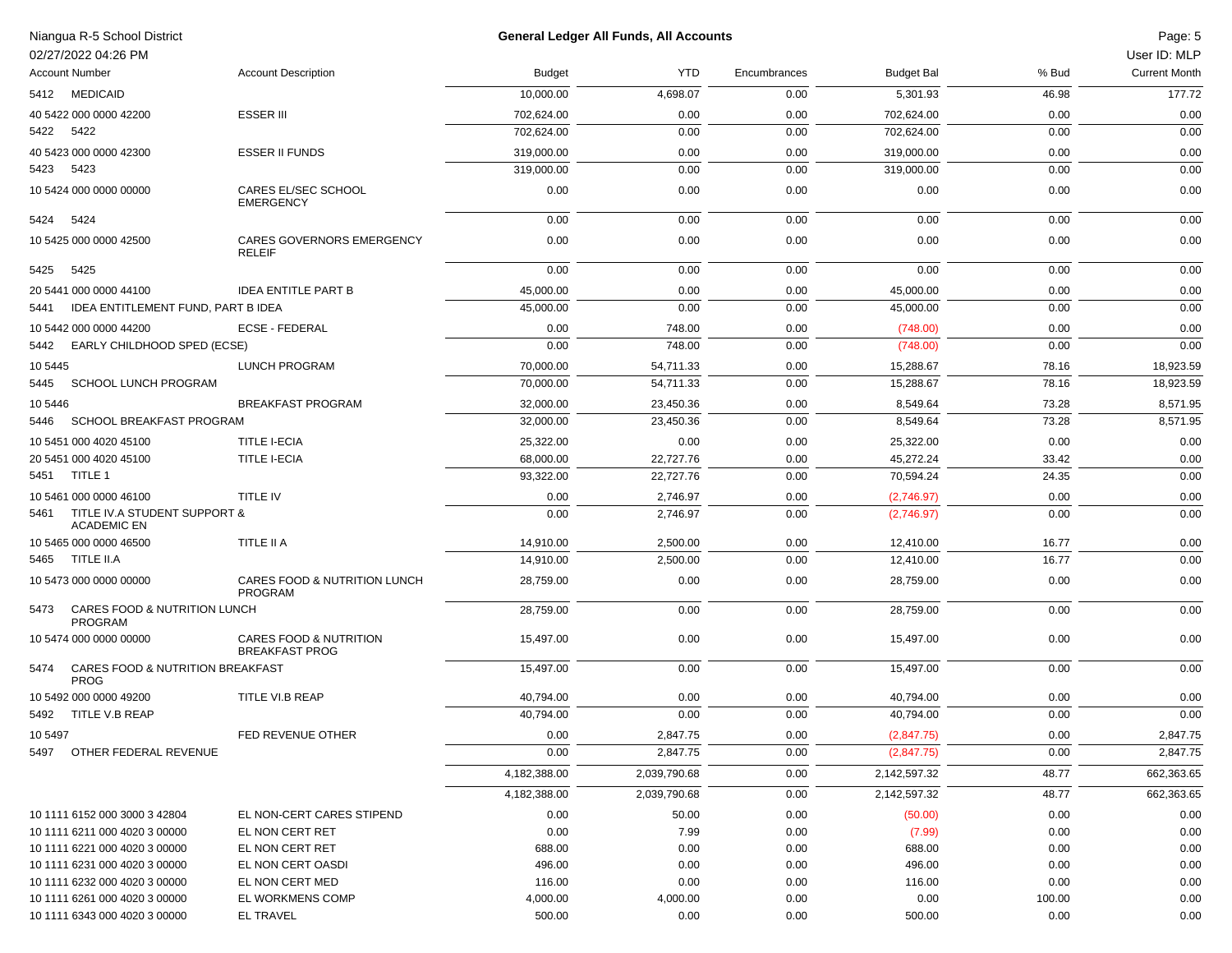Niangua R-5 School District

02/27/2022 04:26 PM

**General Ledger All Funds, All Accounts**

User ID: MLP

| Account Number | Account Description | Budget | YTD | Encumbrances | Budget Bal | % Bud | Current Month |
|---|---|---|---|---|---|---|---|
| 5412 MEDICAID | | 10,000.00 | 4,698.07 | 0.00 | 5,301.93 | 46.98 | 177.72 |
| 40 5422 000 0000 42200 | ESSER III | 702,624.00 | 0.00 | 0.00 | 702,624.00 | 0.00 | 0.00 |
| 5422 5422 | | 702,624.00 | 0.00 | 0.00 | 702,624.00 | 0.00 | 0.00 |
| 40 5423 000 0000 42300 | ESSER II FUNDS | 319,000.00 | 0.00 | 0.00 | 319,000.00 | 0.00 | 0.00 |
| 5423 5423 | | 319,000.00 | 0.00 | 0.00 | 319,000.00 | 0.00 | 0.00 |
| 10 5424 000 0000 00000 | CARES EL/SEC SCHOOL EMERGENCY | 0.00 | 0.00 | 0.00 | 0.00 | 0.00 | 0.00 |
| 5424 5424 | | 0.00 | 0.00 | 0.00 | 0.00 | 0.00 | 0.00 |
| 10 5425 000 0000 42500 | CARES GOVERNORS EMERGENCY RELEIF | 0.00 | 0.00 | 0.00 | 0.00 | 0.00 | 0.00 |
| 5425 5425 | | 0.00 | 0.00 | 0.00 | 0.00 | 0.00 | 0.00 |
| 20 5441 000 0000 44100 | IDEA ENTITLE PART B | 45,000.00 | 0.00 | 0.00 | 45,000.00 | 0.00 | 0.00 |
| 5441 IDEA ENTITLEMENT FUND, PART B IDEA | | 45,000.00 | 0.00 | 0.00 | 45,000.00 | 0.00 | 0.00 |
| 10 5442 000 0000 44200 | ECSE - FEDERAL | 0.00 | 748.00 | 0.00 | (748.00) | 0.00 | 0.00 |
| 5442 EARLY CHILDHOOD SPED (ECSE) | | 0.00 | 748.00 | 0.00 | (748.00) | 0.00 | 0.00 |
| 10 5445 | LUNCH PROGRAM | 70,000.00 | 54,711.33 | 0.00 | 15,288.67 | 78.16 | 18,923.59 |
| 5445 SCHOOL LUNCH PROGRAM | | 70,000.00 | 54,711.33 | 0.00 | 15,288.67 | 78.16 | 18,923.59 |
| 10 5446 | BREAKFAST PROGRAM | 32,000.00 | 23,450.36 | 0.00 | 8,549.64 | 73.28 | 8,571.95 |
| 5446 SCHOOL BREAKFAST PROGRAM | | 32,000.00 | 23,450.36 | 0.00 | 8,549.64 | 73.28 | 8,571.95 |
| 10 5451 000 4020 45100 | TITLE I-ECIA | 25,322.00 | 0.00 | 0.00 | 25,322.00 | 0.00 | 0.00 |
| 20 5451 000 4020 45100 | TITLE I-ECIA | 68,000.00 | 22,727.76 | 0.00 | 45,272.24 | 33.42 | 0.00 |
| 5451 TITLE 1 | | 93,322.00 | 22,727.76 | 0.00 | 70,594.24 | 24.35 | 0.00 |
| 10 5461 000 0000 46100 | TITLE IV | 0.00 | 2,746.97 | 0.00 | (2,746.97) | 0.00 | 0.00 |
| 5461 TITLE IV.A STUDENT SUPPORT & ACADEMIC EN | | 0.00 | 2,746.97 | 0.00 | (2,746.97) | 0.00 | 0.00 |
| 10 5465 000 0000 46500 | TITLE II A | 14,910.00 | 2,500.00 | 0.00 | 12,410.00 | 16.77 | 0.00 |
| 5465 TITLE II.A | | 14,910.00 | 2,500.00 | 0.00 | 12,410.00 | 16.77 | 0.00 |
| 10 5473 000 0000 00000 | CARES FOOD & NUTRITION LUNCH PROGRAM | 28,759.00 | 0.00 | 0.00 | 28,759.00 | 0.00 | 0.00 |
| 5473 CARES FOOD & NUTRITION LUNCH PROGRAM | | 28,759.00 | 0.00 | 0.00 | 28,759.00 | 0.00 | 0.00 |
| 10 5474 000 0000 00000 | CARES FOOD & NUTRITION BREAKFAST PROG | 15,497.00 | 0.00 | 0.00 | 15,497.00 | 0.00 | 0.00 |
| 5474 CARES FOOD & NUTRITION BREAKFAST PROG | | 15,497.00 | 0.00 | 0.00 | 15,497.00 | 0.00 | 0.00 |
| 10 5492 000 0000 49200 | TITLE VI.B REAP | 40,794.00 | 0.00 | 0.00 | 40,794.00 | 0.00 | 0.00 |
| 5492 TITLE V.B REAP | | 40,794.00 | 0.00 | 0.00 | 40,794.00 | 0.00 | 0.00 |
| 10 5497 | FED REVENUE OTHER | 0.00 | 2,847.75 | 0.00 | (2,847.75) | 0.00 | 2,847.75 |
| 5497 OTHER FEDERAL REVENUE | | 0.00 | 2,847.75 | 0.00 | (2,847.75) | 0.00 | 2,847.75 |
| | | 4,182,388.00 | 2,039,790.68 | 0.00 | 2,142,597.32 | 48.77 | 662,363.65 |
| | | 4,182,388.00 | 2,039,790.68 | 0.00 | 2,142,597.32 | 48.77 | 662,363.65 |
| 10 1111 6152 000 3000 3 42804 | EL NON-CERT CARES STIPEND | 0.00 | 50.00 | 0.00 | (50.00) | 0.00 | 0.00 |
| 10 1111 6211 000 4020 3 00000 | EL NON CERT RET | 0.00 | 7.99 | 0.00 | (7.99) | 0.00 | 0.00 |
| 10 1111 6221 000 4020 3 00000 | EL NON CERT RET | 688.00 | 0.00 | 0.00 | 688.00 | 0.00 | 0.00 |
| 10 1111 6231 000 4020 3 00000 | EL NON CERT OASDI | 496.00 | 0.00 | 0.00 | 496.00 | 0.00 | 0.00 |
| 10 1111 6232 000 4020 3 00000 | EL NON CERT MED | 116.00 | 0.00 | 0.00 | 116.00 | 0.00 | 0.00 |
| 10 1111 6261 000 4020 3 00000 | EL WORKMENS COMP | 4,000.00 | 4,000.00 | 0.00 | 0.00 | 100.00 | 0.00 |
| 10 1111 6343 000 4020 3 00000 | EL TRAVEL | 500.00 | 0.00 | 0.00 | 500.00 | 0.00 | 0.00 |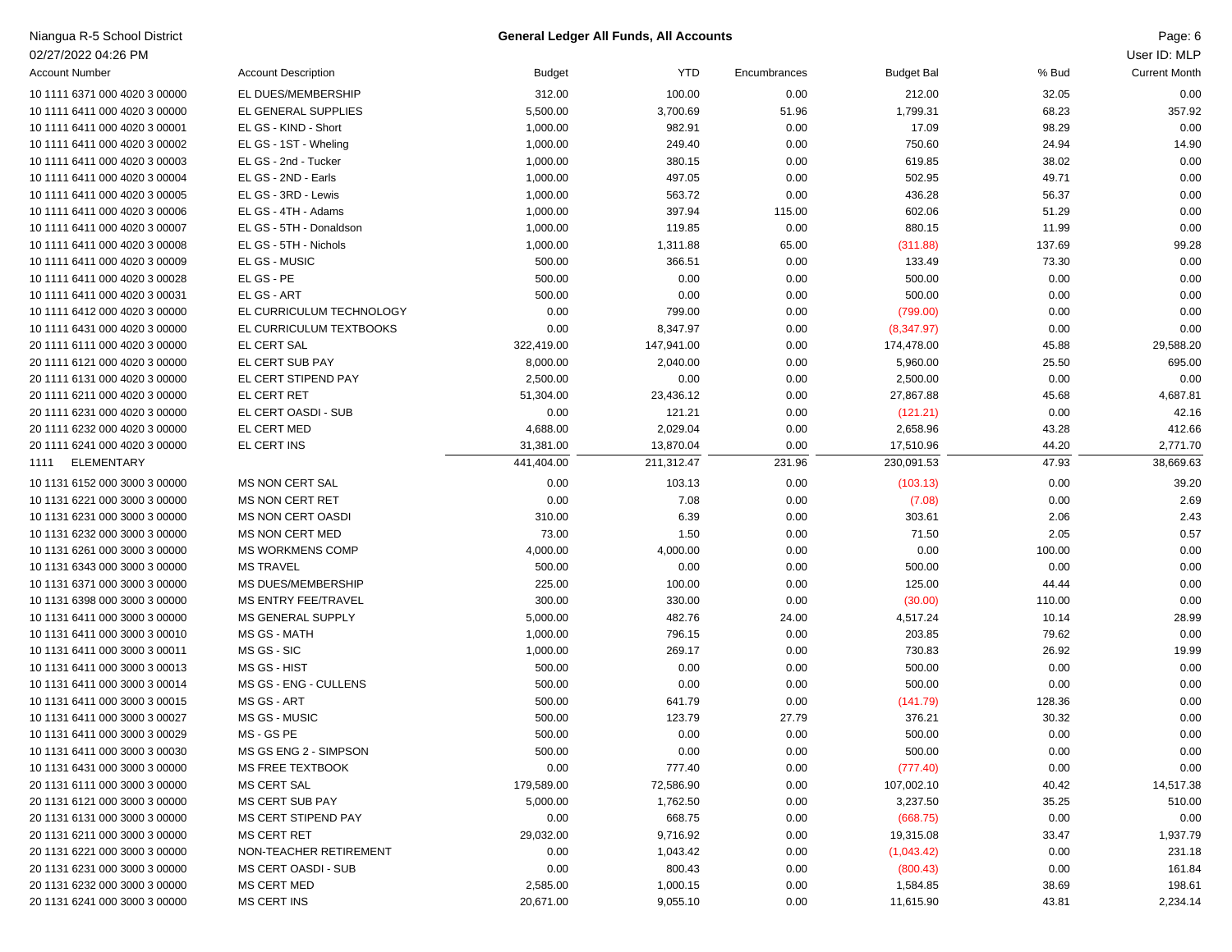Niangua R-5 School District
02/27/2022 04:26 PM

**General Ledger All Funds, All Accounts**

User ID: MLP

| Account Number | Account Description | Budget | YTD | Encumbrances | Budget Bal | % Bud | Current Month |
|---|---|---|---|---|---|---|---|
| 10 1111 6371 000 4020 3 00000 | EL DUES/MEMBERSHIP | 312.00 | 100.00 | 0.00 | 212.00 | 32.05 | 0.00 |
| 10 1111 6411 000 4020 3 00000 | EL GENERAL SUPPLIES | 5,500.00 | 3,700.69 | 51.96 | 1,799.31 | 68.23 | 357.92 |
| 10 1111 6411 000 4020 3 00001 | EL GS - KIND - Short | 1,000.00 | 982.91 | 0.00 | 17.09 | 98.29 | 0.00 |
| 10 1111 6411 000 4020 3 00002 | EL GS - 1ST - Wheling | 1,000.00 | 249.40 | 0.00 | 750.60 | 24.94 | 14.90 |
| 10 1111 6411 000 4020 3 00003 | EL GS - 2nd - Tucker | 1,000.00 | 380.15 | 0.00 | 619.85 | 38.02 | 0.00 |
| 10 1111 6411 000 4020 3 00004 | EL GS - 2ND - Earls | 1,000.00 | 497.05 | 0.00 | 502.95 | 49.71 | 0.00 |
| 10 1111 6411 000 4020 3 00005 | EL GS - 3RD - Lewis | 1,000.00 | 563.72 | 0.00 | 436.28 | 56.37 | 0.00 |
| 10 1111 6411 000 4020 3 00006 | EL GS - 4TH - Adams | 1,000.00 | 397.94 | 115.00 | 602.06 | 51.29 | 0.00 |
| 10 1111 6411 000 4020 3 00007 | EL GS - 5TH - Donaldson | 1,000.00 | 119.85 | 0.00 | 880.15 | 11.99 | 0.00 |
| 10 1111 6411 000 4020 3 00008 | EL GS - 5TH - Nichols | 1,000.00 | 1,311.88 | 65.00 | (311.88) | 137.69 | 99.28 |
| 10 1111 6411 000 4020 3 00009 | EL GS - MUSIC | 500.00 | 366.51 | 0.00 | 133.49 | 73.30 | 0.00 |
| 10 1111 6411 000 4020 3 00028 | EL GS - PE | 500.00 | 0.00 | 0.00 | 500.00 | 0.00 | 0.00 |
| 10 1111 6411 000 4020 3 00031 | EL GS - ART | 500.00 | 0.00 | 0.00 | 500.00 | 0.00 | 0.00 |
| 10 1111 6412 000 4020 3 00000 | EL CURRICULUM TECHNOLOGY | 0.00 | 799.00 | 0.00 | (799.00) | 0.00 | 0.00 |
| 10 1111 6431 000 4020 3 00000 | EL CURRICULUM TEXTBOOKS | 0.00 | 8,347.97 | 0.00 | (8,347.97) | 0.00 | 0.00 |
| 20 1111 6111 000 4020 3 00000 | EL CERT SAL | 322,419.00 | 147,941.00 | 0.00 | 174,478.00 | 45.88 | 29,588.20 |
| 20 1111 6121 000 4020 3 00000 | EL CERT SUB PAY | 8,000.00 | 2,040.00 | 0.00 | 5,960.00 | 25.50 | 695.00 |
| 20 1111 6131 000 4020 3 00000 | EL CERT STIPEND PAY | 2,500.00 | 0.00 | 0.00 | 2,500.00 | 0.00 | 0.00 |
| 20 1111 6211 000 4020 3 00000 | EL CERT RET | 51,304.00 | 23,436.12 | 0.00 | 27,867.88 | 45.68 | 4,687.81 |
| 20 1111 6231 000 4020 3 00000 | EL CERT OASDI - SUB | 0.00 | 121.21 | 0.00 | (121.21) | 0.00 | 42.16 |
| 20 1111 6232 000 4020 3 00000 | EL CERT MED | 4,688.00 | 2,029.04 | 0.00 | 2,658.96 | 43.28 | 412.66 |
| 20 1111 6241 000 4020 3 00000 | EL CERT INS | 31,381.00 | 13,870.04 | 0.00 | 17,510.96 | 44.20 | 2,771.70 |
| 1111 ELEMENTARY | | 441,404.00 | 211,312.47 | 231.96 | 230,091.53 | 47.93 | 38,669.63 |
| 10 1131 6152 000 3000 3 00000 | MS NON CERT SAL | 0.00 | 103.13 | 0.00 | (103.13) | 0.00 | 39.20 |
| 10 1131 6221 000 3000 3 00000 | MS NON CERT RET | 0.00 | 7.08 | 0.00 | (7.08) | 0.00 | 2.69 |
| 10 1131 6231 000 3000 3 00000 | MS NON CERT OASDI | 310.00 | 6.39 | 0.00 | 303.61 | 2.06 | 2.43 |
| 10 1131 6232 000 3000 3 00000 | MS NON CERT MED | 73.00 | 1.50 | 0.00 | 71.50 | 2.05 | 0.57 |
| 10 1131 6261 000 3000 3 00000 | MS WORKMENS COMP | 4,000.00 | 4,000.00 | 0.00 | 0.00 | 100.00 | 0.00 |
| 10 1131 6343 000 3000 3 00000 | MS TRAVEL | 500.00 | 0.00 | 0.00 | 500.00 | 0.00 | 0.00 |
| 10 1131 6371 000 3000 3 00000 | MS DUES/MEMBERSHIP | 225.00 | 100.00 | 0.00 | 125.00 | 44.44 | 0.00 |
| 10 1131 6398 000 3000 3 00000 | MS ENTRY FEE/TRAVEL | 300.00 | 330.00 | 0.00 | (30.00) | 110.00 | 0.00 |
| 10 1131 6411 000 3000 3 00000 | MS GENERAL SUPPLY | 5,000.00 | 482.76 | 24.00 | 4,517.24 | 10.14 | 28.99 |
| 10 1131 6411 000 3000 3 00010 | MS GS - MATH | 1,000.00 | 796.15 | 0.00 | 203.85 | 79.62 | 0.00 |
| 10 1131 6411 000 3000 3 00011 | MS GS - SIC | 1,000.00 | 269.17 | 0.00 | 730.83 | 26.92 | 19.99 |
| 10 1131 6411 000 3000 3 00013 | MS GS - HIST | 500.00 | 0.00 | 0.00 | 500.00 | 0.00 | 0.00 |
| 10 1131 6411 000 3000 3 00014 | MS GS - ENG - CULLENS | 500.00 | 0.00 | 0.00 | 500.00 | 0.00 | 0.00 |
| 10 1131 6411 000 3000 3 00015 | MS GS - ART | 500.00 | 641.79 | 0.00 | (141.79) | 128.36 | 0.00 |
| 10 1131 6411 000 3000 3 00027 | MS GS - MUSIC | 500.00 | 123.79 | 27.79 | 376.21 | 30.32 | 0.00 |
| 10 1131 6411 000 3000 3 00029 | MS - GS PE | 500.00 | 0.00 | 0.00 | 500.00 | 0.00 | 0.00 |
| 10 1131 6411 000 3000 3 00030 | MS GS ENG 2 - SIMPSON | 500.00 | 0.00 | 0.00 | 500.00 | 0.00 | 0.00 |
| 10 1131 6431 000 3000 3 00000 | MS FREE TEXTBOOK | 0.00 | 777.40 | 0.00 | (777.40) | 0.00 | 0.00 |
| 20 1131 6111 000 3000 3 00000 | MS CERT SAL | 179,589.00 | 72,586.90 | 0.00 | 107,002.10 | 40.42 | 14,517.38 |
| 20 1131 6121 000 3000 3 00000 | MS CERT SUB PAY | 5,000.00 | 1,762.50 | 0.00 | 3,237.50 | 35.25 | 510.00 |
| 20 1131 6131 000 3000 3 00000 | MS CERT STIPEND PAY | 0.00 | 668.75 | 0.00 | (668.75) | 0.00 | 0.00 |
| 20 1131 6211 000 3000 3 00000 | MS CERT RET | 29,032.00 | 9,716.92 | 0.00 | 19,315.08 | 33.47 | 1,937.79 |
| 20 1131 6221 000 3000 3 00000 | NON-TEACHER RETIREMENT | 0.00 | 1,043.42 | 0.00 | (1,043.42) | 0.00 | 231.18 |
| 20 1131 6231 000 3000 3 00000 | MS CERT OASDI - SUB | 0.00 | 800.43 | 0.00 | (800.43) | 0.00 | 161.84 |
| 20 1131 6232 000 3000 3 00000 | MS CERT MED | 2,585.00 | 1,000.15 | 0.00 | 1,584.85 | 38.69 | 198.61 |
| 20 1131 6241 000 3000 3 00000 | MS CERT INS | 20,671.00 | 9,055.10 | 0.00 | 11,615.90 | 43.81 | 2,234.14 |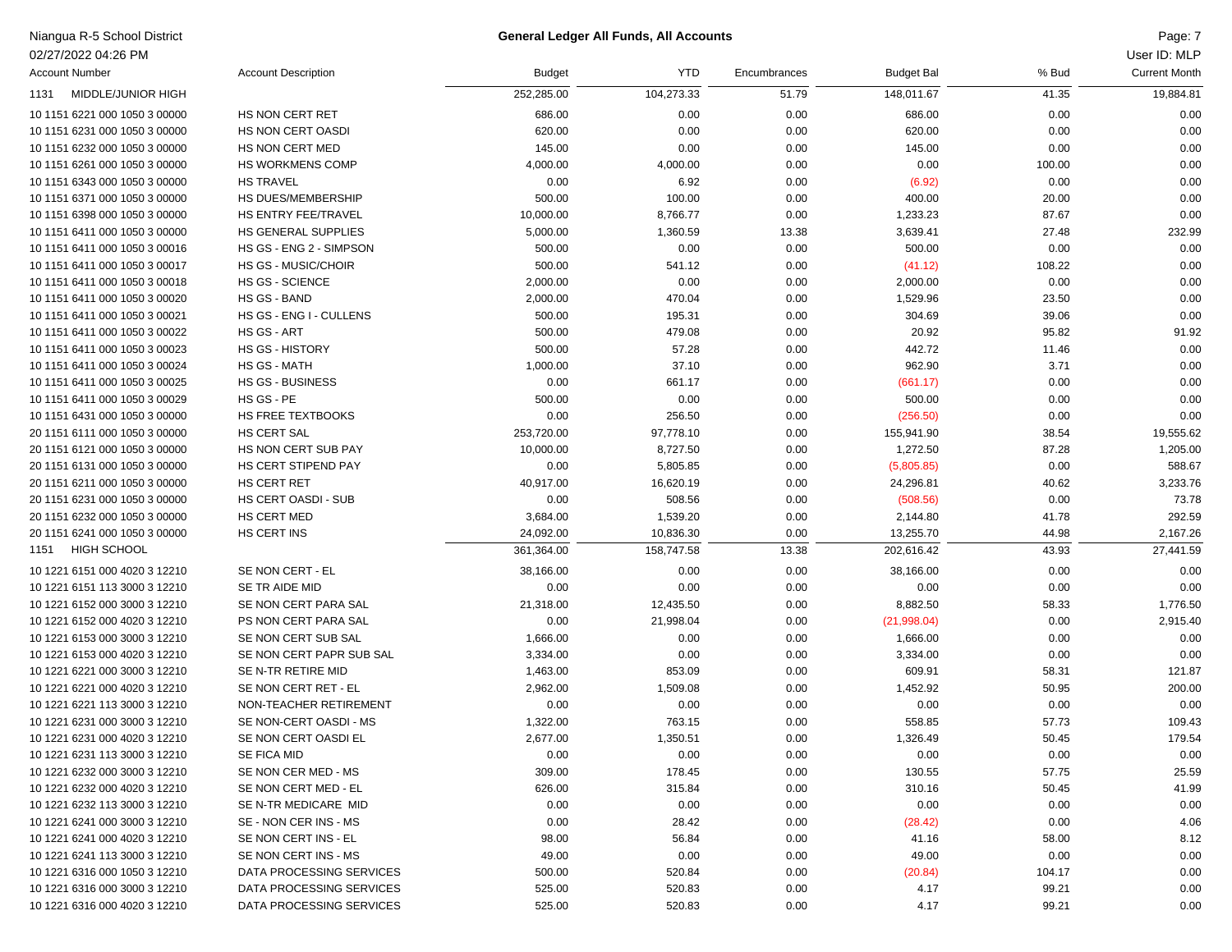Niangua R-5 School District
02/27/2022 04:26 PM

**General Ledger All Funds, All Accounts**

User ID: MLP

| Account Number | Account Description | Budget | YTD | Encumbrances | Budget Bal | % Bud | Current Month |
|---|---|---|---|---|---|---|---|
| 1131 MIDDLE/JUNIOR HIGH | | 252,285.00 | 104,273.33 | 51.79 | 148,011.67 | 41.35 | 19,884.81 |
| 10 1151 6221 000 1050 3 00000 | HS NON CERT RET | 686.00 | 0.00 | 0.00 | 686.00 | 0.00 | 0.00 |
| 10 1151 6231 000 1050 3 00000 | HS NON CERT OASDI | 620.00 | 0.00 | 0.00 | 620.00 | 0.00 | 0.00 |
| 10 1151 6232 000 1050 3 00000 | HS NON CERT MED | 145.00 | 0.00 | 0.00 | 145.00 | 0.00 | 0.00 |
| 10 1151 6261 000 1050 3 00000 | HS WORKMENS COMP | 4,000.00 | 4,000.00 | 0.00 | 0.00 | 100.00 | 0.00 |
| 10 1151 6343 000 1050 3 00000 | HS TRAVEL | 0.00 | 6.92 | 0.00 | (6.92) | 0.00 | 0.00 |
| 10 1151 6371 000 1050 3 00000 | HS DUES/MEMBERSHIP | 500.00 | 100.00 | 0.00 | 400.00 | 20.00 | 0.00 |
| 10 1151 6398 000 1050 3 00000 | HS ENTRY FEE/TRAVEL | 10,000.00 | 8,766.77 | 0.00 | 1,233.23 | 87.67 | 0.00 |
| 10 1151 6411 000 1050 3 00000 | HS GENERAL SUPPLIES | 5,000.00 | 1,360.59 | 13.38 | 3,639.41 | 27.48 | 232.99 |
| 10 1151 6411 000 1050 3 00016 | HS GS - ENG 2 - SIMPSON | 500.00 | 0.00 | 0.00 | 500.00 | 0.00 | 0.00 |
| 10 1151 6411 000 1050 3 00017 | HS GS - MUSIC/CHOIR | 500.00 | 541.12 | 0.00 | (41.12) | 108.22 | 0.00 |
| 10 1151 6411 000 1050 3 00018 | HS GS - SCIENCE | 2,000.00 | 0.00 | 0.00 | 2,000.00 | 0.00 | 0.00 |
| 10 1151 6411 000 1050 3 00020 | HS GS - BAND | 2,000.00 | 470.04 | 0.00 | 1,529.96 | 23.50 | 0.00 |
| 10 1151 6411 000 1050 3 00021 | HS GS - ENG I - CULLENS | 500.00 | 195.31 | 0.00 | 304.69 | 39.06 | 0.00 |
| 10 1151 6411 000 1050 3 00022 | HS GS - ART | 500.00 | 479.08 | 0.00 | 20.92 | 95.82 | 91.92 |
| 10 1151 6411 000 1050 3 00023 | HS GS - HISTORY | 500.00 | 57.28 | 0.00 | 442.72 | 11.46 | 0.00 |
| 10 1151 6411 000 1050 3 00024 | HS GS - MATH | 1,000.00 | 37.10 | 0.00 | 962.90 | 3.71 | 0.00 |
| 10 1151 6411 000 1050 3 00025 | HS GS - BUSINESS | 0.00 | 661.17 | 0.00 | (661.17) | 0.00 | 0.00 |
| 10 1151 6411 000 1050 3 00029 | HS GS - PE | 500.00 | 0.00 | 0.00 | 500.00 | 0.00 | 0.00 |
| 10 1151 6431 000 1050 3 00000 | HS FREE TEXTBOOKS | 0.00 | 256.50 | 0.00 | (256.50) | 0.00 | 0.00 |
| 20 1151 6111 000 1050 3 00000 | HS CERT SAL | 253,720.00 | 97,778.10 | 0.00 | 155,941.90 | 38.54 | 19,555.62 |
| 20 1151 6121 000 1050 3 00000 | HS NON CERT SUB PAY | 10,000.00 | 8,727.50 | 0.00 | 1,272.50 | 87.28 | 1,205.00 |
| 20 1151 6131 000 1050 3 00000 | HS CERT STIPEND PAY | 0.00 | 5,805.85 | 0.00 | (5,805.85) | 0.00 | 588.67 |
| 20 1151 6211 000 1050 3 00000 | HS CERT RET | 40,917.00 | 16,620.19 | 0.00 | 24,296.81 | 40.62 | 3,233.76 |
| 20 1151 6231 000 1050 3 00000 | HS CERT OASDI - SUB | 0.00 | 508.56 | 0.00 | (508.56) | 0.00 | 73.78 |
| 20 1151 6232 000 1050 3 00000 | HS CERT MED | 3,684.00 | 1,539.20 | 0.00 | 2,144.80 | 41.78 | 292.59 |
| 20 1151 6241 000 1050 3 00000 | HS CERT INS | 24,092.00 | 10,836.30 | 0.00 | 13,255.70 | 44.98 | 2,167.26 |
| 1151 HIGH SCHOOL | | 361,364.00 | 158,747.58 | 13.38 | 202,616.42 | 43.93 | 27,441.59 |
| 10 1221 6151 000 4020 3 12210 | SE NON CERT - EL | 38,166.00 | 0.00 | 0.00 | 38,166.00 | 0.00 | 0.00 |
| 10 1221 6151 113 3000 3 12210 | SE TR AIDE MID | 0.00 | 0.00 | 0.00 | 0.00 | 0.00 | 0.00 |
| 10 1221 6152 000 3000 3 12210 | SE NON CERT PARA SAL | 21,318.00 | 12,435.50 | 0.00 | 8,882.50 | 58.33 | 1,776.50 |
| 10 1221 6152 000 4020 3 12210 | PS NON CERT PARA SAL | 0.00 | 21,998.04 | 0.00 | (21,998.04) | 0.00 | 2,915.40 |
| 10 1221 6153 000 3000 3 12210 | SE NON CERT SUB SAL | 1,666.00 | 0.00 | 0.00 | 1,666.00 | 0.00 | 0.00 |
| 10 1221 6153 000 4020 3 12210 | SE NON CERT PAPR SUB SAL | 3,334.00 | 0.00 | 0.00 | 3,334.00 | 0.00 | 0.00 |
| 10 1221 6221 000 3000 3 12210 | SE N-TR RETIRE MID | 1,463.00 | 853.09 | 0.00 | 609.91 | 58.31 | 121.87 |
| 10 1221 6221 000 4020 3 12210 | SE NON CERT RET - EL | 2,962.00 | 1,509.08 | 0.00 | 1,452.92 | 50.95 | 200.00 |
| 10 1221 6221 113 3000 3 12210 | NON-TEACHER RETIREMENT | 0.00 | 0.00 | 0.00 | 0.00 | 0.00 | 0.00 |
| 10 1221 6231 000 3000 3 12210 | SE NON-CERT OASDI - MS | 1,322.00 | 763.15 | 0.00 | 558.85 | 57.73 | 109.43 |
| 10 1221 6231 000 4020 3 12210 | SE NON CERT OASDI EL | 2,677.00 | 1,350.51 | 0.00 | 1,326.49 | 50.45 | 179.54 |
| 10 1221 6231 113 3000 3 12210 | SE FICA MID | 0.00 | 0.00 | 0.00 | 0.00 | 0.00 | 0.00 |
| 10 1221 6232 000 3000 3 12210 | SE NON CER MED - MS | 309.00 | 178.45 | 0.00 | 130.55 | 57.75 | 25.59 |
| 10 1221 6232 000 4020 3 12210 | SE NON CERT MED - EL | 626.00 | 315.84 | 0.00 | 310.16 | 50.45 | 41.99 |
| 10 1221 6232 113 3000 3 12210 | SE N-TR MEDICARE MID | 0.00 | 0.00 | 0.00 | 0.00 | 0.00 | 0.00 |
| 10 1221 6241 000 3000 3 12210 | SE - NON CER INS - MS | 0.00 | 28.42 | 0.00 | (28.42) | 0.00 | 4.06 |
| 10 1221 6241 000 4020 3 12210 | SE NON CERT INS - EL | 98.00 | 56.84 | 0.00 | 41.16 | 58.00 | 8.12 |
| 10 1221 6241 113 3000 3 12210 | SE NON CERT INS - MS | 49.00 | 0.00 | 0.00 | 49.00 | 0.00 | 0.00 |
| 10 1221 6316 000 1050 3 12210 | DATA PROCESSING SERVICES | 500.00 | 520.84 | 0.00 | (20.84) | 104.17 | 0.00 |
| 10 1221 6316 000 3000 3 12210 | DATA PROCESSING SERVICES | 525.00 | 520.83 | 0.00 | 4.17 | 99.21 | 0.00 |
| 10 1221 6316 000 4020 3 12210 | DATA PROCESSING SERVICES | 525.00 | 520.83 | 0.00 | 4.17 | 99.21 | 0.00 |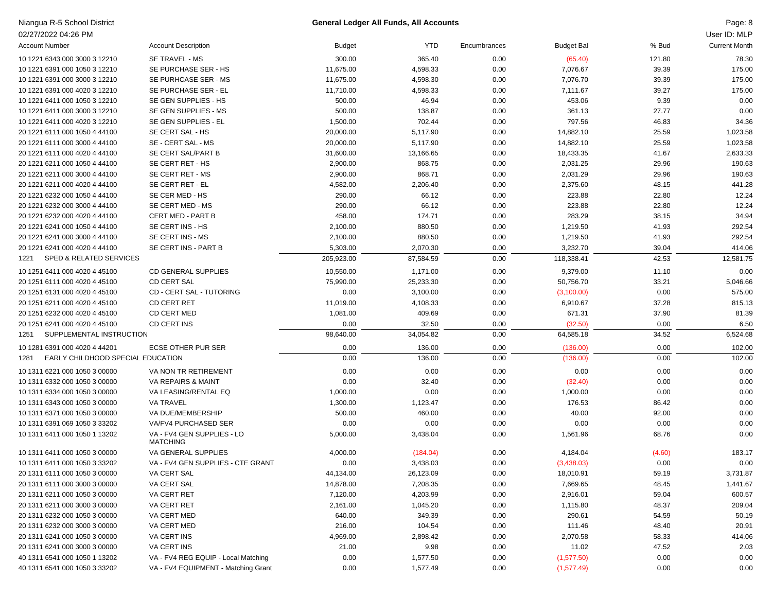Niangua R-5 School District

02/27/2022 04:26 PM

**General Ledger All Funds, All Accounts**

User ID: MLP

| Account Number | Account Description | Budget | YTD | Encumbrances | Budget Bal | % Bud | Current Month |
|---|---|---|---|---|---|---|---|
| 10 1221 6343 000 3000 3 12210 | SE TRAVEL - MS | 300.00 | 365.40 | 0.00 | (65.40) | 121.80 | 78.30 |
| 10 1221 6391 000 1050 3 12210 | SE PURCHASE SER - HS | 11,675.00 | 4,598.33 | 0.00 | 7,076.67 | 39.39 | 175.00 |
| 10 1221 6391 000 3000 3 12210 | SE PURHCASE SER - MS | 11,675.00 | 4,598.30 | 0.00 | 7,076.70 | 39.39 | 175.00 |
| 10 1221 6391 000 4020 3 12210 | SE PURCHASE SER - EL | 11,710.00 | 4,598.33 | 0.00 | 7,111.67 | 39.27 | 175.00 |
| 10 1221 6411 000 1050 3 12210 | SE GEN SUPPLIES - HS | 500.00 | 46.94 | 0.00 | 453.06 | 9.39 | 0.00 |
| 10 1221 6411 000 3000 3 12210 | SE GEN SUPPLIES - MS | 500.00 | 138.87 | 0.00 | 361.13 | 27.77 | 0.00 |
| 10 1221 6411 000 4020 3 12210 | SE GEN SUPPLIES - EL | 1,500.00 | 702.44 | 0.00 | 797.56 | 46.83 | 34.36 |
| 20 1221 6111 000 1050 4 44100 | SE CERT SAL - HS | 20,000.00 | 5,117.90 | 0.00 | 14,882.10 | 25.59 | 1,023.58 |
| 20 1221 6111 000 3000 4 44100 | SE - CERT SAL - MS | 20,000.00 | 5,117.90 | 0.00 | 14,882.10 | 25.59 | 1,023.58 |
| 20 1221 6111 000 4020 4 44100 | SE CERT SAL/PART B | 31,600.00 | 13,166.65 | 0.00 | 18,433.35 | 41.67 | 2,633.33 |
| 20 1221 6211 000 1050 4 44100 | SE CERT RET - HS | 2,900.00 | 868.75 | 0.00 | 2,031.25 | 29.96 | 190.63 |
| 20 1221 6211 000 3000 4 44100 | SE CERT RET - MS | 2,900.00 | 868.71 | 0.00 | 2,031.29 | 29.96 | 190.63 |
| 20 1221 6211 000 4020 4 44100 | SE CERT RET - EL | 4,582.00 | 2,206.40 | 0.00 | 2,375.60 | 48.15 | 441.28 |
| 20 1221 6232 000 1050 4 44100 | SE CER MED - HS | 290.00 | 66.12 | 0.00 | 223.88 | 22.80 | 12.24 |
| 20 1221 6232 000 3000 4 44100 | SE CERT MED - MS | 290.00 | 66.12 | 0.00 | 223.88 | 22.80 | 12.24 |
| 20 1221 6232 000 4020 4 44100 | CERT MED - PART B | 458.00 | 174.71 | 0.00 | 283.29 | 38.15 | 34.94 |
| 20 1221 6241 000 1050 4 44100 | SE CERT INS - HS | 2,100.00 | 880.50 | 0.00 | 1,219.50 | 41.93 | 292.54 |
| 20 1221 6241 000 3000 4 44100 | SE CERT INS - MS | 2,100.00 | 880.50 | 0.00 | 1,219.50 | 41.93 | 292.54 |
| 20 1221 6241 000 4020 4 44100 | SE CERT INS - PART B | 5,303.00 | 2,070.30 | 0.00 | 3,232.70 | 39.04 | 414.06 |
| 1221 | SPED & RELATED SERVICES | 205,923.00 | 87,584.59 | 0.00 | 118,338.41 | 42.53 | 12,581.75 |
| 10 1251 6411 000 4020 4 45100 | CD GENERAL SUPPLIES | 10,550.00 | 1,171.00 | 0.00 | 9,379.00 | 11.10 | 0.00 |
| 20 1251 6111 000 4020 4 45100 | CD CERT SAL | 75,990.00 | 25,233.30 | 0.00 | 50,756.70 | 33.21 | 5,046.66 |
| 20 1251 6131 000 4020 4 45100 | CD - CERT SAL - TUTORING | 0.00 | 3,100.00 | 0.00 | (3,100.00) | 0.00 | 575.00 |
| 20 1251 6211 000 4020 4 45100 | CD CERT RET | 11,019.00 | 4,108.33 | 0.00 | 6,910.67 | 37.28 | 815.13 |
| 20 1251 6232 000 4020 4 45100 | CD CERT MED | 1,081.00 | 409.69 | 0.00 | 671.31 | 37.90 | 81.39 |
| 20 1251 6241 000 4020 4 45100 | CD CERT INS | 0.00 | 32.50 | 0.00 | (32.50) | 0.00 | 6.50 |
| 1251 | SUPPLEMENTAL INSTRUCTION | 98,640.00 | 34,054.82 | 0.00 | 64,585.18 | 34.52 | 6,524.68 |
| 10 1281 6391 000 4020 4 44201 | ECSE OTHER PUR SER | 0.00 | 136.00 | 0.00 | (136.00) | 0.00 | 102.00 |
| 1281 | EARLY CHILDHOOD SPECIAL EDUCATION | 0.00 | 136.00 | 0.00 | (136.00) | 0.00 | 102.00 |
| 10 1311 6221 000 1050 3 00000 | VA NON TR RETIREMENT | 0.00 | 0.00 | 0.00 | 0.00 | 0.00 | 0.00 |
| 10 1311 6332 000 1050 3 00000 | VA REPAIRS & MAINT | 0.00 | 32.40 | 0.00 | (32.40) | 0.00 | 0.00 |
| 10 1311 6334 000 1050 3 00000 | VA LEASING/RENTAL EQ | 1,000.00 | 0.00 | 0.00 | 1,000.00 | 0.00 | 0.00 |
| 10 1311 6343 000 1050 3 00000 | VA TRAVEL | 1,300.00 | 1,123.47 | 0.00 | 176.53 | 86.42 | 0.00 |
| 10 1311 6371 000 1050 3 00000 | VA DUE/MEMBERSHIP | 500.00 | 460.00 | 0.00 | 40.00 | 92.00 | 0.00 |
| 10 1311 6391 069 1050 3 33202 | VA/FV4 PURCHASED SER | 0.00 | 0.00 | 0.00 | 0.00 | 0.00 | 0.00 |
| 10 1311 6411 000 1050 1 13202 | VA - FV4 GEN SUPPLIES - LO MATCHING | 5,000.00 | 3,438.04 | 0.00 | 1,561.96 | 68.76 | 0.00 |
| 10 1311 6411 000 1050 3 00000 | VA GENERAL SUPPLIES | 4,000.00 | (184.04) | 0.00 | 4,184.04 | (4.60) | 183.17 |
| 10 1311 6411 000 1050 3 33202 | VA - FV4 GEN SUPPLIES - CTE GRANT | 0.00 | 3,438.03 | 0.00 | (3,438.03) | 0.00 | 0.00 |
| 20 1311 6111 000 1050 3 00000 | VA CERT SAL | 44,134.00 | 26,123.09 | 0.00 | 18,010.91 | 59.19 | 3,731.87 |
| 20 1311 6111 000 3000 3 00000 | VA CERT SAL | 14,878.00 | 7,208.35 | 0.00 | 7,669.65 | 48.45 | 1,441.67 |
| 20 1311 6211 000 1050 3 00000 | VA CERT RET | 7,120.00 | 4,203.99 | 0.00 | 2,916.01 | 59.04 | 600.57 |
| 20 1311 6211 000 3000 3 00000 | VA CERT RET | 2,161.00 | 1,045.20 | 0.00 | 1,115.80 | 48.37 | 209.04 |
| 20 1311 6232 000 1050 3 00000 | VA CERT MED | 640.00 | 349.39 | 0.00 | 290.61 | 54.59 | 50.19 |
| 20 1311 6232 000 3000 3 00000 | VA CERT MED | 216.00 | 104.54 | 0.00 | 111.46 | 48.40 | 20.91 |
| 20 1311 6241 000 1050 3 00000 | VA CERT INS | 4,969.00 | 2,898.42 | 0.00 | 2,070.58 | 58.33 | 414.06 |
| 20 1311 6241 000 3000 3 00000 | VA CERT INS | 21.00 | 9.98 | 0.00 | 11.02 | 47.52 | 2.03 |
| 40 1311 6541 000 1050 1 13202 | VA - FV4 REG EQUIP - Local Matching | 0.00 | 1,577.50 | 0.00 | (1,577.50) | 0.00 | 0.00 |
| 40 1311 6541 000 1050 3 33202 | VA - FV4 EQUIPMENT - Matching Grant | 0.00 | 1,577.49 | 0.00 | (1,577.49) | 0.00 | 0.00 |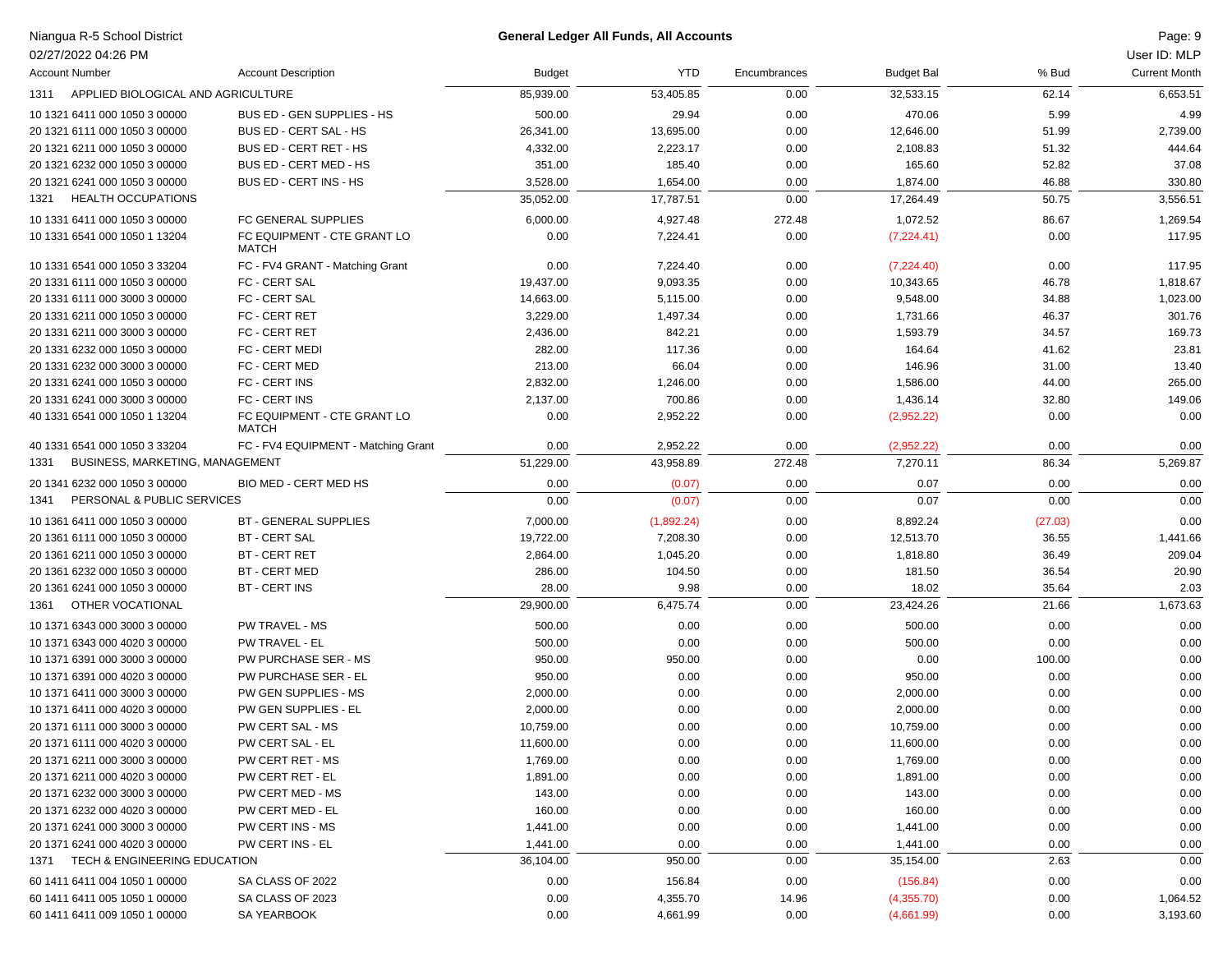Niangua R-5 School District

02/27/2022 04:26 PM

**General Ledger All Funds, All Accounts**

User ID: MLP

| Account Number | Account Description | Budget | YTD | Encumbrances | Budget Bal | % Bud | Current Month |
|---|---|---|---|---|---|---|---|
| 1311 APPLIED BIOLOGICAL AND AGRICULTURE | | 85,939.00 | 53,405.85 | 0.00 | 32,533.15 | 62.14 | 6,653.51 |
| 10 1321 6411 000 1050 3 00000 | BUS ED - GEN SUPPLIES - HS | 500.00 | 29.94 | 0.00 | 470.06 | 5.99 | 4.99 |
| 20 1321 6111 000 1050 3 00000 | BUS ED - CERT SAL - HS | 26,341.00 | 13,695.00 | 0.00 | 12,646.00 | 51.99 | 2,739.00 |
| 20 1321 6211 000 1050 3 00000 | BUS ED - CERT RET - HS | 4,332.00 | 2,223.17 | 0.00 | 2,108.83 | 51.32 | 444.64 |
| 20 1321 6232 000 1050 3 00000 | BUS ED - CERT MED - HS | 351.00 | 185.40 | 0.00 | 165.60 | 52.82 | 37.08 |
| 20 1321 6241 000 1050 3 00000 | BUS ED - CERT INS - HS | 3,528.00 | 1,654.00 | 0.00 | 1,874.00 | 46.88 | 330.80 |
| 1321 HEALTH OCCUPATIONS | | 35,052.00 | 17,787.51 | 0.00 | 17,264.49 | 50.75 | 3,556.51 |
| 10 1331 6411 000 1050 3 00000 | FC GENERAL SUPPLIES | 6,000.00 | 4,927.48 | 272.48 | 1,072.52 | 86.67 | 1,269.54 |
| 10 1331 6541 000 1050 1 13204 | FC EQUIPMENT - CTE GRANT LO MATCH | 0.00 | 7,224.41 | 0.00 | (7,224.41) | 0.00 | 117.95 |
| 10 1331 6541 000 1050 3 33204 | FC - FV4 GRANT - Matching Grant | 0.00 | 7,224.40 | 0.00 | (7,224.40) | 0.00 | 117.95 |
| 20 1331 6111 000 1050 3 00000 | FC - CERT SAL | 19,437.00 | 9,093.35 | 0.00 | 10,343.65 | 46.78 | 1,818.67 |
| 20 1331 6111 000 3000 3 00000 | FC - CERT SAL | 14,663.00 | 5,115.00 | 0.00 | 9,548.00 | 34.88 | 1,023.00 |
| 20 1331 6211 000 1050 3 00000 | FC - CERT RET | 3,229.00 | 1,497.34 | 0.00 | 1,731.66 | 46.37 | 301.76 |
| 20 1331 6211 000 3000 3 00000 | FC - CERT RET | 2,436.00 | 842.21 | 0.00 | 1,593.79 | 34.57 | 169.73 |
| 20 1331 6232 000 1050 3 00000 | FC - CERT MEDI | 282.00 | 117.36 | 0.00 | 164.64 | 41.62 | 23.81 |
| 20 1331 6232 000 3000 3 00000 | FC - CERT MED | 213.00 | 66.04 | 0.00 | 146.96 | 31.00 | 13.40 |
| 20 1331 6241 000 1050 3 00000 | FC - CERT INS | 2,832.00 | 1,246.00 | 0.00 | 1,586.00 | 44.00 | 265.00 |
| 20 1331 6241 000 3000 3 00000 | FC - CERT INS | 2,137.00 | 700.86 | 0.00 | 1,436.14 | 32.80 | 149.06 |
| 40 1331 6541 000 1050 1 13204 | FC EQUIPMENT - CTE GRANT LO MATCH | 0.00 | 2,952.22 | 0.00 | (2,952.22) | 0.00 | 0.00 |
| 40 1331 6541 000 1050 3 33204 | FC - FV4 EQUIPMENT - Matching Grant | 0.00 | 2,952.22 | 0.00 | (2,952.22) | 0.00 | 0.00 |
| 1331 BUSINESS, MARKETING, MANAGEMENT | | 51,229.00 | 43,958.89 | 272.48 | 7,270.11 | 86.34 | 5,269.87 |
| 20 1341 6232 000 1050 3 00000 | BIO MED - CERT MED HS | 0.00 | (0.07) | 0.00 | 0.07 | 0.00 | 0.00 |
| 1341 PERSONAL & PUBLIC SERVICES | | 0.00 | (0.07) | 0.00 | 0.07 | 0.00 | 0.00 |
| 10 1361 6411 000 1050 3 00000 | BT - GENERAL SUPPLIES | 7,000.00 | (1,892.24) | 0.00 | 8,892.24 | (27.03) | 0.00 |
| 20 1361 6111 000 1050 3 00000 | BT - CERT SAL | 19,722.00 | 7,208.30 | 0.00 | 12,513.70 | 36.55 | 1,441.66 |
| 20 1361 6211 000 1050 3 00000 | BT - CERT RET | 2,864.00 | 1,045.20 | 0.00 | 1,818.80 | 36.49 | 209.04 |
| 20 1361 6232 000 1050 3 00000 | BT - CERT MED | 286.00 | 104.50 | 0.00 | 181.50 | 36.54 | 20.90 |
| 20 1361 6241 000 1050 3 00000 | BT - CERT INS | 28.00 | 9.98 | 0.00 | 18.02 | 35.64 | 2.03 |
| 1361 OTHER VOCATIONAL | | 29,900.00 | 6,475.74 | 0.00 | 23,424.26 | 21.66 | 1,673.63 |
| 10 1371 6343 000 3000 3 00000 | PW TRAVEL - MS | 500.00 | 0.00 | 0.00 | 500.00 | 0.00 | 0.00 |
| 10 1371 6343 000 4020 3 00000 | PW TRAVEL - EL | 500.00 | 0.00 | 0.00 | 500.00 | 0.00 | 0.00 |
| 10 1371 6391 000 3000 3 00000 | PW PURCHASE SER - MS | 950.00 | 950.00 | 0.00 | 0.00 | 100.00 | 0.00 |
| 10 1371 6391 000 4020 3 00000 | PW PURCHASE SER - EL | 950.00 | 0.00 | 0.00 | 950.00 | 0.00 | 0.00 |
| 10 1371 6411 000 3000 3 00000 | PW GEN SUPPLIES - MS | 2,000.00 | 0.00 | 0.00 | 2,000.00 | 0.00 | 0.00 |
| 10 1371 6411 000 4020 3 00000 | PW GEN SUPPLIES - EL | 2,000.00 | 0.00 | 0.00 | 2,000.00 | 0.00 | 0.00 |
| 20 1371 6111 000 3000 3 00000 | PW CERT SAL - MS | 10,759.00 | 0.00 | 0.00 | 10,759.00 | 0.00 | 0.00 |
| 20 1371 6111 000 4020 3 00000 | PW CERT SAL - EL | 11,600.00 | 0.00 | 0.00 | 11,600.00 | 0.00 | 0.00 |
| 20 1371 6211 000 3000 3 00000 | PW CERT RET - MS | 1,769.00 | 0.00 | 0.00 | 1,769.00 | 0.00 | 0.00 |
| 20 1371 6211 000 4020 3 00000 | PW CERT RET - EL | 1,891.00 | 0.00 | 0.00 | 1,891.00 | 0.00 | 0.00 |
| 20 1371 6232 000 3000 3 00000 | PW CERT MED - MS | 143.00 | 0.00 | 0.00 | 143.00 | 0.00 | 0.00 |
| 20 1371 6232 000 4020 3 00000 | PW CERT MED - EL | 160.00 | 0.00 | 0.00 | 160.00 | 0.00 | 0.00 |
| 20 1371 6241 000 3000 3 00000 | PW CERT INS - MS | 1,441.00 | 0.00 | 0.00 | 1,441.00 | 0.00 | 0.00 |
| 20 1371 6241 000 4020 3 00000 | PW CERT INS - EL | 1,441.00 | 0.00 | 0.00 | 1,441.00 | 0.00 | 0.00 |
| 1371 TECH & ENGINEERING EDUCATION | | 36,104.00 | 950.00 | 0.00 | 35,154.00 | 2.63 | 0.00 |
| 60 1411 6411 004 1050 1 00000 | SA CLASS OF 2022 | 0.00 | 156.84 | 0.00 | (156.84) | 0.00 | 0.00 |
| 60 1411 6411 005 1050 1 00000 | SA CLASS OF 2023 | 0.00 | 4,355.70 | 14.96 | (4,355.70) | 0.00 | 1,064.52 |
| 60 1411 6411 009 1050 1 00000 | SA YEARBOOK | 0.00 | 4,661.99 | 0.00 | (4,661.99) | 0.00 | 3,193.60 |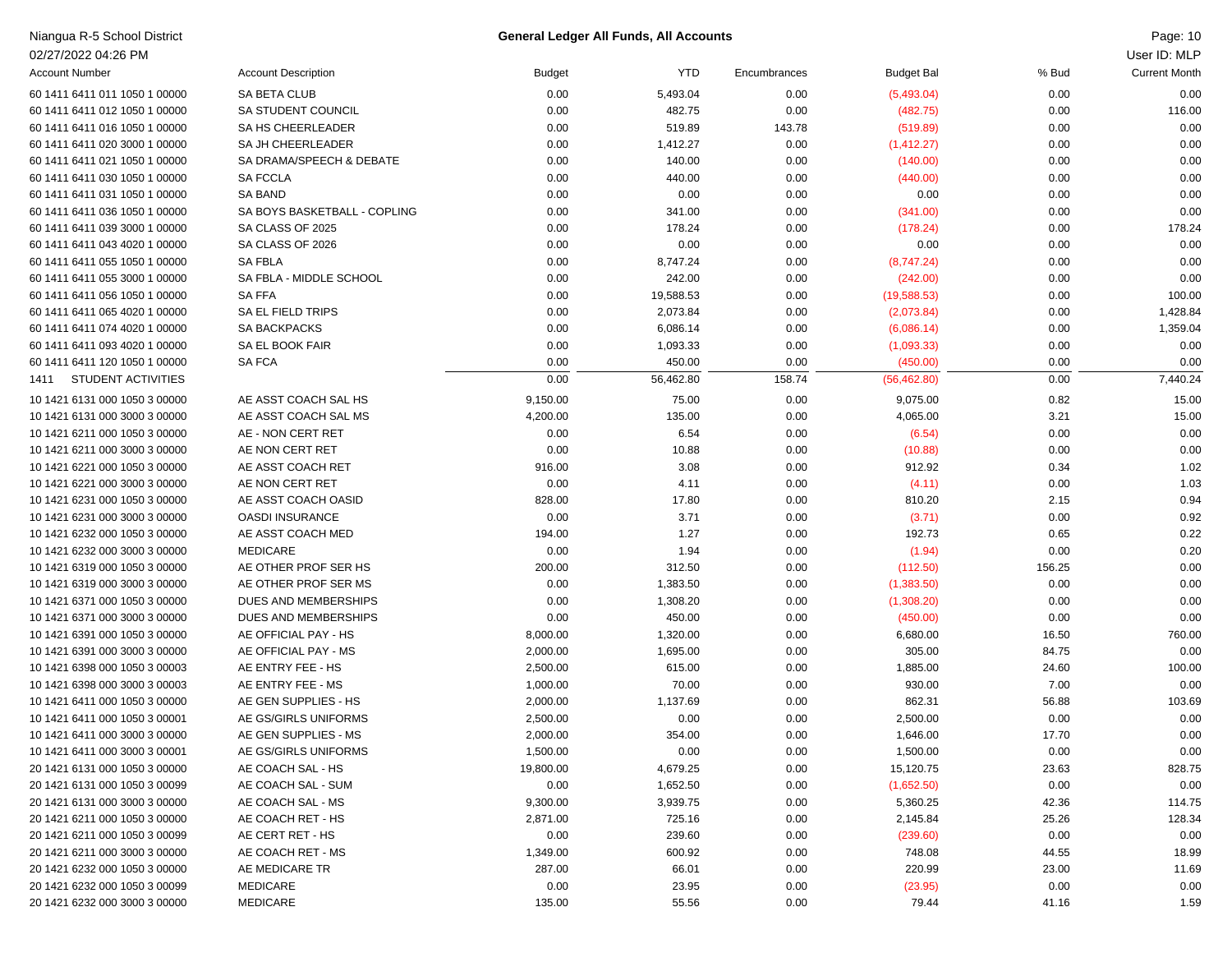Niangua R-5 School District

02/27/2022 04:26 PM

**General Ledger All Funds, All Accounts**

User ID: MLP

| Account Number | Account Description | Budget | YTD | Encumbrances | Budget Bal | % Bud | Current Month |
|---|---|---|---|---|---|---|---|
| 60 1411 6411 011 1050 1 00000 | SA BETA CLUB | 0.00 | 5,493.04 | 0.00 | (5,493.04) | 0.00 | 0.00 |
| 60 1411 6411 012 1050 1 00000 | SA STUDENT COUNCIL | 0.00 | 482.75 | 0.00 | (482.75) | 0.00 | 116.00 |
| 60 1411 6411 016 1050 1 00000 | SA HS CHEERLEADER | 0.00 | 519.89 | 143.78 | (519.89) | 0.00 | 0.00 |
| 60 1411 6411 020 3000 1 00000 | SA JH CHEERLEADER | 0.00 | 1,412.27 | 0.00 | (1,412.27) | 0.00 | 0.00 |
| 60 1411 6411 021 1050 1 00000 | SA DRAMA/SPEECH & DEBATE | 0.00 | 140.00 | 0.00 | (140.00) | 0.00 | 0.00 |
| 60 1411 6411 030 1050 1 00000 | SA FCCLA | 0.00 | 440.00 | 0.00 | (440.00) | 0.00 | 0.00 |
| 60 1411 6411 031 1050 1 00000 | SA BAND | 0.00 | 0.00 | 0.00 | 0.00 | 0.00 | 0.00 |
| 60 1411 6411 036 1050 1 00000 | SA BOYS BASKETBALL - COPLING | 0.00 | 341.00 | 0.00 | (341.00) | 0.00 | 0.00 |
| 60 1411 6411 039 3000 1 00000 | SA CLASS OF 2025 | 0.00 | 178.24 | 0.00 | (178.24) | 0.00 | 178.24 |
| 60 1411 6411 043 4020 1 00000 | SA CLASS OF 2026 | 0.00 | 0.00 | 0.00 | 0.00 | 0.00 | 0.00 |
| 60 1411 6411 055 1050 1 00000 | SA FBLA | 0.00 | 8,747.24 | 0.00 | (8,747.24) | 0.00 | 0.00 |
| 60 1411 6411 055 3000 1 00000 | SA FBLA - MIDDLE SCHOOL | 0.00 | 242.00 | 0.00 | (242.00) | 0.00 | 0.00 |
| 60 1411 6411 056 1050 1 00000 | SA FFA | 0.00 | 19,588.53 | 0.00 | (19,588.53) | 0.00 | 100.00 |
| 60 1411 6411 065 4020 1 00000 | SA EL FIELD TRIPS | 0.00 | 2,073.84 | 0.00 | (2,073.84) | 0.00 | 1,428.84 |
| 60 1411 6411 074 4020 1 00000 | SA BACKPACKS | 0.00 | 6,086.14 | 0.00 | (6,086.14) | 0.00 | 1,359.04 |
| 60 1411 6411 093 4020 1 00000 | SA EL BOOK FAIR | 0.00 | 1,093.33 | 0.00 | (1,093.33) | 0.00 | 0.00 |
| 60 1411 6411 120 1050 1 00000 | SA FCA | 0.00 | 450.00 | 0.00 | (450.00) | 0.00 | 0.00 |
| 1411 STUDENT ACTIVITIES | | 0.00 | 56,462.80 | 158.74 | (56,462.80) | 0.00 | 7,440.24 |
| 10 1421 6131 000 1050 3 00000 | AE ASST COACH SAL HS | 9,150.00 | 75.00 | 0.00 | 9,075.00 | 0.82 | 15.00 |
| 10 1421 6131 000 3000 3 00000 | AE ASST COACH SAL MS | 4,200.00 | 135.00 | 0.00 | 4,065.00 | 3.21 | 15.00 |
| 10 1421 6211 000 1050 3 00000 | AE - NON CERT RET | 0.00 | 6.54 | 0.00 | (6.54) | 0.00 | 0.00 |
| 10 1421 6211 000 3000 3 00000 | AE NON CERT RET | 0.00 | 10.88 | 0.00 | (10.88) | 0.00 | 0.00 |
| 10 1421 6221 000 1050 3 00000 | AE ASST COACH RET | 916.00 | 3.08 | 0.00 | 912.92 | 0.34 | 1.02 |
| 10 1421 6221 000 3000 3 00000 | AE NON CERT RET | 0.00 | 4.11 | 0.00 | (4.11) | 0.00 | 1.03 |
| 10 1421 6231 000 1050 3 00000 | AE ASST COACH OASID | 828.00 | 17.80 | 0.00 | 810.20 | 2.15 | 0.94 |
| 10 1421 6231 000 3000 3 00000 | OASDI INSURANCE | 0.00 | 3.71 | 0.00 | (3.71) | 0.00 | 0.92 |
| 10 1421 6232 000 1050 3 00000 | AE ASST COACH MED | 194.00 | 1.27 | 0.00 | 192.73 | 0.65 | 0.22 |
| 10 1421 6232 000 3000 3 00000 | MEDICARE | 0.00 | 1.94 | 0.00 | (1.94) | 0.00 | 0.20 |
| 10 1421 6319 000 1050 3 00000 | AE OTHER PROF SER HS | 200.00 | 312.50 | 0.00 | (112.50) | 156.25 | 0.00 |
| 10 1421 6319 000 3000 3 00000 | AE OTHER PROF SER MS | 0.00 | 1,383.50 | 0.00 | (1,383.50) | 0.00 | 0.00 |
| 10 1421 6371 000 1050 3 00000 | DUES AND MEMBERSHIPS | 0.00 | 1,308.20 | 0.00 | (1,308.20) | 0.00 | 0.00 |
| 10 1421 6371 000 3000 3 00000 | DUES AND MEMBERSHIPS | 0.00 | 450.00 | 0.00 | (450.00) | 0.00 | 0.00 |
| 10 1421 6391 000 1050 3 00000 | AE OFFICIAL PAY - HS | 8,000.00 | 1,320.00 | 0.00 | 6,680.00 | 16.50 | 760.00 |
| 10 1421 6391 000 3000 3 00000 | AE OFFICIAL PAY - MS | 2,000.00 | 1,695.00 | 0.00 | 305.00 | 84.75 | 0.00 |
| 10 1421 6398 000 1050 3 00003 | AE ENTRY FEE - HS | 2,500.00 | 615.00 | 0.00 | 1,885.00 | 24.60 | 100.00 |
| 10 1421 6398 000 3000 3 00003 | AE ENTRY FEE - MS | 1,000.00 | 70.00 | 0.00 | 930.00 | 7.00 | 0.00 |
| 10 1421 6411 000 1050 3 00000 | AE GEN SUPPLIES - HS | 2,000.00 | 1,137.69 | 0.00 | 862.31 | 56.88 | 103.69 |
| 10 1421 6411 000 1050 3 00001 | AE GS/GIRLS UNIFORMS | 2,500.00 | 0.00 | 0.00 | 2,500.00 | 0.00 | 0.00 |
| 10 1421 6411 000 3000 3 00000 | AE GEN SUPPLIES - MS | 2,000.00 | 354.00 | 0.00 | 1,646.00 | 17.70 | 0.00 |
| 10 1421 6411 000 3000 3 00001 | AE GS/GIRLS UNIFORMS | 1,500.00 | 0.00 | 0.00 | 1,500.00 | 0.00 | 0.00 |
| 20 1421 6131 000 1050 3 00000 | AE COACH SAL - HS | 19,800.00 | 4,679.25 | 0.00 | 15,120.75 | 23.63 | 828.75 |
| 20 1421 6131 000 1050 3 00099 | AE COACH SAL - SUM | 0.00 | 1,652.50 | 0.00 | (1,652.50) | 0.00 | 0.00 |
| 20 1421 6131 000 3000 3 00000 | AE COACH SAL - MS | 9,300.00 | 3,939.75 | 0.00 | 5,360.25 | 42.36 | 114.75 |
| 20 1421 6211 000 1050 3 00000 | AE COACH RET - HS | 2,871.00 | 725.16 | 0.00 | 2,145.84 | 25.26 | 128.34 |
| 20 1421 6211 000 1050 3 00099 | AE CERT RET - HS | 0.00 | 239.60 | 0.00 | (239.60) | 0.00 | 0.00 |
| 20 1421 6211 000 3000 3 00000 | AE COACH RET - MS | 1,349.00 | 600.92 | 0.00 | 748.08 | 44.55 | 18.99 |
| 20 1421 6232 000 1050 3 00000 | AE MEDICARE TR | 287.00 | 66.01 | 0.00 | 220.99 | 23.00 | 11.69 |
| 20 1421 6232 000 1050 3 00099 | MEDICARE | 0.00 | 23.95 | 0.00 | (23.95) | 0.00 | 0.00 |
| 20 1421 6232 000 3000 3 00000 | MEDICARE | 135.00 | 55.56 | 0.00 | 79.44 | 41.16 | 1.59 |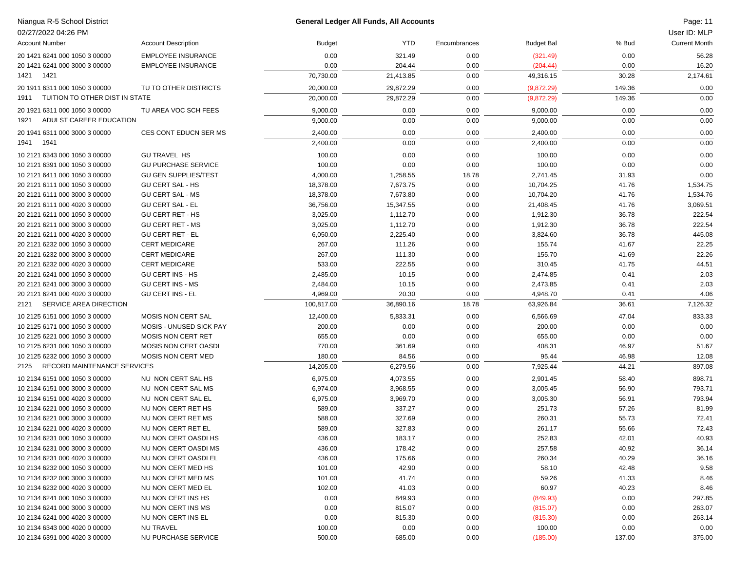| Account Number | Account Description | Budget | YTD | Encumbrances | Budget Bal | % Bud | Current Month |
|---|---|---|---|---|---|---|---|
| 20 1421 6241 000 1050 3 00000 | EMPLOYEE INSURANCE | 0.00 | 321.49 | 0.00 | (321.49) | 0.00 | 56.28 |
| 20 1421 6241 000 3000 3 00000 | EMPLOYEE INSURANCE | 0.00 | 204.44 | 0.00 | (204.44) | 0.00 | 16.20 |
| 1421 1421 | | 70,730.00 | 21,413.85 | 0.00 | 49,316.15 | 30.28 | 2,174.61 |
| 20 1911 6311 000 1050 3 00000 | TU TO OTHER DISTRICTS | 20,000.00 | 29,872.29 | 0.00 | (9,872.29) | 149.36 | 0.00 |
| 1911 TUITION TO OTHER DIST IN STATE | | 20,000.00 | 29,872.29 | 0.00 | (9,872.29) | 149.36 | 0.00 |
| 20 1921 6311 000 1050 3 00000 | TU AREA VOC SCH FEES | 9,000.00 | 0.00 | 0.00 | 9,000.00 | 0.00 | 0.00 |
| 1921 ADULST CAREER EDUCATION | | 9,000.00 | 0.00 | 0.00 | 9,000.00 | 0.00 | 0.00 |
| 20 1941 6311 000 3000 3 00000 | CES CONT EDUCN SER MS | 2,400.00 | 0.00 | 0.00 | 2,400.00 | 0.00 | 0.00 |
| 1941 1941 | | 2,400.00 | 0.00 | 0.00 | 2,400.00 | 0.00 | 0.00 |
| 10 2121 6343 000 1050 3 00000 | GU TRAVEL HS | 100.00 | 0.00 | 0.00 | 100.00 | 0.00 | 0.00 |
| 10 2121 6391 000 1050 3 00000 | GU PURCHASE SERVICE | 100.00 | 0.00 | 0.00 | 100.00 | 0.00 | 0.00 |
| 10 2121 6411 000 1050 3 00000 | GU GEN SUPPLIES/TEST | 4,000.00 | 1,258.55 | 18.78 | 2,741.45 | 31.93 | 0.00 |
| 20 2121 6111 000 1050 3 00000 | GU CERT SAL - HS | 18,378.00 | 7,673.75 | 0.00 | 10,704.25 | 41.76 | 1,534.75 |
| 20 2121 6111 000 3000 3 00000 | GU CERT SAL - MS | 18,378.00 | 7,673.80 | 0.00 | 10,704.20 | 41.76 | 1,534.76 |
| 20 2121 6111 000 4020 3 00000 | GU CERT SAL - EL | 36,756.00 | 15,347.55 | 0.00 | 21,408.45 | 41.76 | 3,069.51 |
| 20 2121 6211 000 1050 3 00000 | GU CERT RET - HS | 3,025.00 | 1,112.70 | 0.00 | 1,912.30 | 36.78 | 222.54 |
| 20 2121 6211 000 3000 3 00000 | GU CERT RET - MS | 3,025.00 | 1,112.70 | 0.00 | 1,912.30 | 36.78 | 222.54 |
| 20 2121 6211 000 4020 3 00000 | GU CERT RET - EL | 6,050.00 | 2,225.40 | 0.00 | 3,824.60 | 36.78 | 445.08 |
| 20 2121 6232 000 1050 3 00000 | CERT MEDICARE | 267.00 | 111.26 | 0.00 | 155.74 | 41.67 | 22.25 |
| 20 2121 6232 000 3000 3 00000 | CERT MEDICARE | 267.00 | 111.30 | 0.00 | 155.70 | 41.69 | 22.26 |
| 20 2121 6232 000 4020 3 00000 | CERT MEDICARE | 533.00 | 222.55 | 0.00 | 310.45 | 41.75 | 44.51 |
| 20 2121 6241 000 1050 3 00000 | GU CERT INS - HS | 2,485.00 | 10.15 | 0.00 | 2,474.85 | 0.41 | 2.03 |
| 20 2121 6241 000 3000 3 00000 | GU CERT INS - MS | 2,484.00 | 10.15 | 0.00 | 2,473.85 | 0.41 | 2.03 |
| 20 2121 6241 000 4020 3 00000 | GU CERT INS - EL | 4,969.00 | 20.30 | 0.00 | 4,948.70 | 0.41 | 4.06 |
| 2121 SERVICE AREA DIRECTION | | 100,817.00 | 36,890.16 | 18.78 | 63,926.84 | 36.61 | 7,126.32 |
| 10 2125 6151 000 1050 3 00000 | MOSIS NON CERT SAL | 12,400.00 | 5,833.31 | 0.00 | 6,566.69 | 47.04 | 833.33 |
| 10 2125 6171 000 1050 3 00000 | MOSIS - UNUSED SICK PAY | 200.00 | 0.00 | 0.00 | 200.00 | 0.00 | 0.00 |
| 10 2125 6221 000 1050 3 00000 | MOSIS NON CERT RET | 655.00 | 0.00 | 0.00 | 655.00 | 0.00 | 0.00 |
| 10 2125 6231 000 1050 3 00000 | MOSIS NON CERT OASDI | 770.00 | 361.69 | 0.00 | 408.31 | 46.97 | 51.67 |
| 10 2125 6232 000 1050 3 00000 | MOSIS NON CERT MED | 180.00 | 84.56 | 0.00 | 95.44 | 46.98 | 12.08 |
| 2125 RECORD MAINTENANCE SERVICES | | 14,205.00 | 6,279.56 | 0.00 | 7,925.44 | 44.21 | 897.08 |
| 10 2134 6151 000 1050 3 00000 | NU NON CERT SAL HS | 6,975.00 | 4,073.55 | 0.00 | 2,901.45 | 58.40 | 898.71 |
| 10 2134 6151 000 3000 3 00000 | NU NON CERT SAL MS | 6,974.00 | 3,968.55 | 0.00 | 3,005.45 | 56.90 | 793.71 |
| 10 2134 6151 000 4020 3 00000 | NU NON CERT SAL EL | 6,975.00 | 3,969.70 | 0.00 | 3,005.30 | 56.91 | 793.94 |
| 10 2134 6221 000 1050 3 00000 | NU NON CERT RET HS | 589.00 | 337.27 | 0.00 | 251.73 | 57.26 | 81.99 |
| 10 2134 6221 000 3000 3 00000 | NU NON CERT RET MS | 588.00 | 327.69 | 0.00 | 260.31 | 55.73 | 72.41 |
| 10 2134 6221 000 4020 3 00000 | NU NON CERT RET EL | 589.00 | 327.83 | 0.00 | 261.17 | 55.66 | 72.43 |
| 10 2134 6231 000 1050 3 00000 | NU NON CERT OASDI HS | 436.00 | 183.17 | 0.00 | 252.83 | 42.01 | 40.93 |
| 10 2134 6231 000 3000 3 00000 | NU NON CERT OASDI MS | 436.00 | 178.42 | 0.00 | 257.58 | 40.92 | 36.14 |
| 10 2134 6231 000 4020 3 00000 | NU NON CERT OASDI EL | 436.00 | 175.66 | 0.00 | 260.34 | 40.29 | 36.16 |
| 10 2134 6232 000 1050 3 00000 | NU NON CERT MED HS | 101.00 | 42.90 | 0.00 | 58.10 | 42.48 | 9.58 |
| 10 2134 6232 000 3000 3 00000 | NU NON CERT MED MS | 101.00 | 41.74 | 0.00 | 59.26 | 41.33 | 8.46 |
| 10 2134 6232 000 4020 3 00000 | NU NON CERT MED EL | 102.00 | 41.03 | 0.00 | 60.97 | 40.23 | 8.46 |
| 10 2134 6241 000 1050 3 00000 | NU NON CERT INS HS | 0.00 | 849.93 | 0.00 | (849.93) | 0.00 | 297.85 |
| 10 2134 6241 000 3000 3 00000 | NU NON CERT INS MS | 0.00 | 815.07 | 0.00 | (815.07) | 0.00 | 263.07 |
| 10 2134 6241 000 4020 3 00000 | NU NON CERT INS EL | 0.00 | 815.30 | 0.00 | (815.30) | 0.00 | 263.14 |
| 10 2134 6343 000 4020 0 00000 | NU TRAVEL | 100.00 | 0.00 | 0.00 | 100.00 | 0.00 | 0.00 |
| 10 2134 6391 000 4020 3 00000 | NU PURCHASE SERVICE | 500.00 | 685.00 | 0.00 | (185.00) | 137.00 | 375.00 |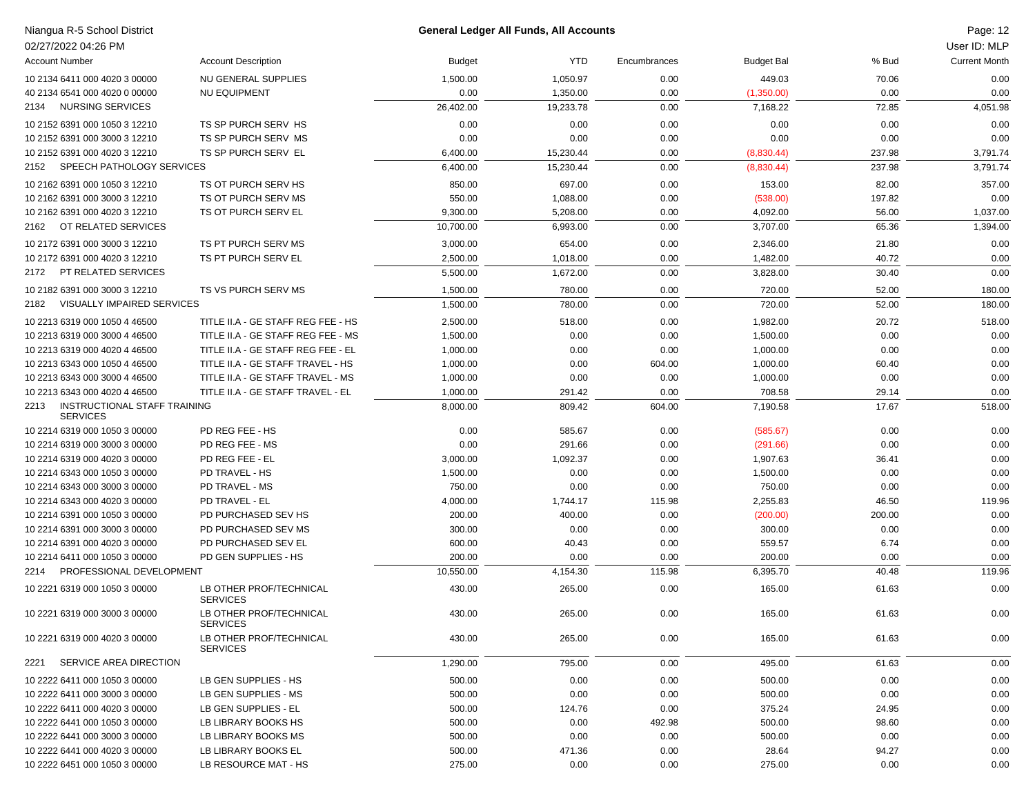Niangua R-5 School District

02/27/2022 04:26 PM

**General Ledger All Funds, All Accounts**

User ID: MLP

| Account Number | Account Description | Budget | YTD | Encumbrances | Budget Bal | % Bud | Current Month |
|---|---|---|---|---|---|---|---|
| 10 2134 6411 000 4020 3 00000 | NU GENERAL SUPPLIES | 1,500.00 | 1,050.97 | 0.00 | 449.03 | 70.06 | 0.00 |
| 40 2134 6541 000 4020 0 00000 | NU EQUIPMENT | 0.00 | 1,350.00 | 0.00 | (1,350.00) | 0.00 | 0.00 |
| 2134 NURSING SERVICES | | 26,402.00 | 19,233.78 | 0.00 | 7,168.22 | 72.85 | 4,051.98 |
| 10 2152 6391 000 1050 3 12210 | TS SP PURCH SERV HS | 0.00 | 0.00 | 0.00 | 0.00 | 0.00 | 0.00 |
| 10 2152 6391 000 3000 3 12210 | TS SP PURCH SERV MS | 0.00 | 0.00 | 0.00 | 0.00 | 0.00 | 0.00 |
| 10 2152 6391 000 4020 3 12210 | TS SP PURCH SERV EL | 6,400.00 | 15,230.44 | 0.00 | (8,830.44) | 237.98 | 3,791.74 |
| 2152 SPEECH PATHOLOGY SERVICES | | 6,400.00 | 15,230.44 | 0.00 | (8,830.44) | 237.98 | 3,791.74 |
| 10 2162 6391 000 1050 3 12210 | TS OT PURCH SERV HS | 850.00 | 697.00 | 0.00 | 153.00 | 82.00 | 357.00 |
| 10 2162 6391 000 3000 3 12210 | TS OT PURCH SERV MS | 550.00 | 1,088.00 | 0.00 | (538.00) | 197.82 | 0.00 |
| 10 2162 6391 000 4020 3 12210 | TS OT PURCH SERV EL | 9,300.00 | 5,208.00 | 0.00 | 4,092.00 | 56.00 | 1,037.00 |
| 2162 OT RELATED SERVICES | | 10,700.00 | 6,993.00 | 0.00 | 3,707.00 | 65.36 | 1,394.00 |
| 10 2172 6391 000 3000 3 12210 | TS PT PURCH SERV MS | 3,000.00 | 654.00 | 0.00 | 2,346.00 | 21.80 | 0.00 |
| 10 2172 6391 000 4020 3 12210 | TS PT PURCH SERV EL | 2,500.00 | 1,018.00 | 0.00 | 1,482.00 | 40.72 | 0.00 |
| 2172 PT RELATED SERVICES | | 5,500.00 | 1,672.00 | 0.00 | 3,828.00 | 30.40 | 0.00 |
| 10 2182 6391 000 3000 3 12210 | TS VS PURCH SERV MS | 1,500.00 | 780.00 | 0.00 | 720.00 | 52.00 | 180.00 |
| 2182 VISUALLY IMPAIRED SERVICES | | 1,500.00 | 780.00 | 0.00 | 720.00 | 52.00 | 180.00 |
| 10 2213 6319 000 1050 4 46500 | TITLE II.A - GE STAFF REG FEE - HS | 2,500.00 | 518.00 | 0.00 | 1,982.00 | 20.72 | 518.00 |
| 10 2213 6319 000 3000 4 46500 | TITLE II.A - GE STAFF REG FEE - MS | 1,500.00 | 0.00 | 0.00 | 1,500.00 | 0.00 | 0.00 |
| 10 2213 6319 000 4020 4 46500 | TITLE II.A - GE STAFF REG FEE - EL | 1,000.00 | 0.00 | 0.00 | 1,000.00 | 0.00 | 0.00 |
| 10 2213 6343 000 1050 4 46500 | TITLE II.A - GE STAFF TRAVEL - HS | 1,000.00 | 0.00 | 604.00 | 1,000.00 | 60.40 | 0.00 |
| 10 2213 6343 000 3000 4 46500 | TITLE II.A - GE STAFF TRAVEL - MS | 1,000.00 | 0.00 | 0.00 | 1,000.00 | 0.00 | 0.00 |
| 10 2213 6343 000 4020 4 46500 | TITLE II.A - GE STAFF TRAVEL - EL | 1,000.00 | 291.42 | 0.00 | 708.58 | 29.14 | 0.00 |
| 2213 INSTRUCTIONAL STAFF TRAINING SERVICES | | 8,000.00 | 809.42 | 604.00 | 7,190.58 | 17.67 | 518.00 |
| 10 2214 6319 000 1050 3 00000 | PD REG FEE - HS | 0.00 | 585.67 | 0.00 | (585.67) | 0.00 | 0.00 |
| 10 2214 6319 000 3000 3 00000 | PD REG FEE - MS | 0.00 | 291.66 | 0.00 | (291.66) | 0.00 | 0.00 |
| 10 2214 6319 000 4020 3 00000 | PD REG FEE - EL | 3,000.00 | 1,092.37 | 0.00 | 1,907.63 | 36.41 | 0.00 |
| 10 2214 6343 000 1050 3 00000 | PD TRAVEL - HS | 1,500.00 | 0.00 | 0.00 | 1,500.00 | 0.00 | 0.00 |
| 10 2214 6343 000 3000 3 00000 | PD TRAVEL - MS | 750.00 | 0.00 | 0.00 | 750.00 | 0.00 | 0.00 |
| 10 2214 6343 000 4020 3 00000 | PD TRAVEL - EL | 4,000.00 | 1,744.17 | 115.98 | 2,255.83 | 46.50 | 119.96 |
| 10 2214 6391 000 1050 3 00000 | PD PURCHASED SEV HS | 200.00 | 400.00 | 0.00 | (200.00) | 200.00 | 0.00 |
| 10 2214 6391 000 3000 3 00000 | PD PURCHASED SEV MS | 300.00 | 0.00 | 0.00 | 300.00 | 0.00 | 0.00 |
| 10 2214 6391 000 4020 3 00000 | PD PURCHASED SEV EL | 600.00 | 40.43 | 0.00 | 559.57 | 6.74 | 0.00 |
| 10 2214 6411 000 1050 3 00000 | PD GEN SUPPLIES - HS | 200.00 | 0.00 | 0.00 | 200.00 | 0.00 | 0.00 |
| 2214 PROFESSIONAL DEVELOPMENT | | 10,550.00 | 4,154.30 | 115.98 | 6,395.70 | 40.48 | 119.96 |
| 10 2221 6319 000 1050 3 00000 | LB OTHER PROF/TECHNICAL SERVICES | 430.00 | 265.00 | 0.00 | 165.00 | 61.63 | 0.00 |
| 10 2221 6319 000 3000 3 00000 | LB OTHER PROF/TECHNICAL SERVICES | 430.00 | 265.00 | 0.00 | 165.00 | 61.63 | 0.00 |
| 10 2221 6319 000 4020 3 00000 | LB OTHER PROF/TECHNICAL SERVICES | 430.00 | 265.00 | 0.00 | 165.00 | 61.63 | 0.00 |
| 2221 SERVICE AREA DIRECTION | | 1,290.00 | 795.00 | 0.00 | 495.00 | 61.63 | 0.00 |
| 10 2222 6411 000 1050 3 00000 | LB GEN SUPPLIES - HS | 500.00 | 0.00 | 0.00 | 500.00 | 0.00 | 0.00 |
| 10 2222 6411 000 3000 3 00000 | LB GEN SUPPLIES - MS | 500.00 | 0.00 | 0.00 | 500.00 | 0.00 | 0.00 |
| 10 2222 6411 000 4020 3 00000 | LB GEN SUPPLIES - EL | 500.00 | 124.76 | 0.00 | 375.24 | 24.95 | 0.00 |
| 10 2222 6441 000 1050 3 00000 | LB LIBRARY BOOKS HS | 500.00 | 0.00 | 492.98 | 500.00 | 98.60 | 0.00 |
| 10 2222 6441 000 3000 3 00000 | LB LIBRARY BOOKS MS | 500.00 | 0.00 | 0.00 | 500.00 | 0.00 | 0.00 |
| 10 2222 6441 000 4020 3 00000 | LB LIBRARY BOOKS EL | 500.00 | 471.36 | 0.00 | 28.64 | 94.27 | 0.00 |
| 10 2222 6451 000 1050 3 00000 | LB RESOURCE MAT - HS | 275.00 | 0.00 | 0.00 | 275.00 | 0.00 | 0.00 |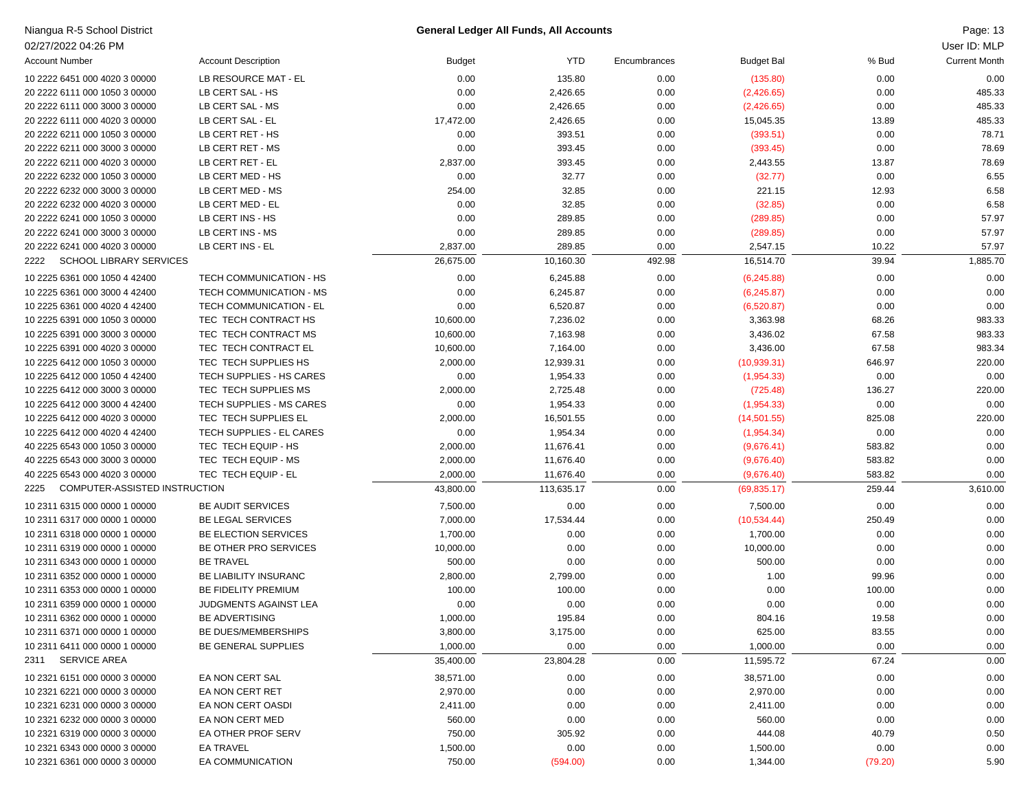Niangua R-5 School District

02/27/2022 04:26 PM

**General Ledger All Funds, All Accounts**

User ID: MLP

| Account Number | Account Description | Budget | YTD | Encumbrances | Budget Bal | % Bud | Current Month |
|---|---|---|---|---|---|---|---|
| 10 2222 6451 000 4020 3 00000 | LB RESOURCE MAT - EL | 0.00 | 135.80 | 0.00 | (135.80) | 0.00 | 0.00 |
| 20 2222 6111 000 1050 3 00000 | LB CERT SAL - HS | 0.00 | 2,426.65 | 0.00 | (2,426.65) | 0.00 | 485.33 |
| 20 2222 6111 000 3000 3 00000 | LB CERT SAL - MS | 0.00 | 2,426.65 | 0.00 | (2,426.65) | 0.00 | 485.33 |
| 20 2222 6111 000 4020 3 00000 | LB CERT SAL - EL | 17,472.00 | 2,426.65 | 0.00 | 15,045.35 | 13.89 | 485.33 |
| 20 2222 6211 000 1050 3 00000 | LB CERT RET - HS | 0.00 | 393.51 | 0.00 | (393.51) | 0.00 | 78.71 |
| 20 2222 6211 000 3000 3 00000 | LB CERT RET - MS | 0.00 | 393.45 | 0.00 | (393.45) | 0.00 | 78.69 |
| 20 2222 6211 000 4020 3 00000 | LB CERT RET - EL | 2,837.00 | 393.45 | 0.00 | 2,443.55 | 13.87 | 78.69 |
| 20 2222 6232 000 1050 3 00000 | LB CERT MED - HS | 0.00 | 32.77 | 0.00 | (32.77) | 0.00 | 6.55 |
| 20 2222 6232 000 3000 3 00000 | LB CERT MED - MS | 254.00 | 32.85 | 0.00 | 221.15 | 12.93 | 6.58 |
| 20 2222 6232 000 4020 3 00000 | LB CERT MED - EL | 0.00 | 32.85 | 0.00 | (32.85) | 0.00 | 6.58 |
| 20 2222 6241 000 1050 3 00000 | LB CERT INS - HS | 0.00 | 289.85 | 0.00 | (289.85) | 0.00 | 57.97 |
| 20 2222 6241 000 3000 3 00000 | LB CERT INS - MS | 0.00 | 289.85 | 0.00 | (289.85) | 0.00 | 57.97 |
| 20 2222 6241 000 4020 3 00000 | LB CERT INS - EL | 2,837.00 | 289.85 | 0.00 | 2,547.15 | 10.22 | 57.97 |
| 2222 SCHOOL LIBRARY SERVICES | | 26,675.00 | 10,160.30 | 492.98 | 16,514.70 | 39.94 | 1,885.70 |
| 10 2225 6361 000 1050 4 42400 | TECH COMMUNICATION - HS | 0.00 | 6,245.88 | 0.00 | (6,245.88) | 0.00 | 0.00 |
| 10 2225 6361 000 3000 4 42400 | TECH COMMUNICATION - MS | 0.00 | 6,245.87 | 0.00 | (6,245.87) | 0.00 | 0.00 |
| 10 2225 6361 000 4020 4 42400 | TECH COMMUNICATION - EL | 0.00 | 6,520.87 | 0.00 | (6,520.87) | 0.00 | 0.00 |
| 10 2225 6391 000 1050 3 00000 | TEC TECH CONTRACT HS | 10,600.00 | 7,236.02 | 0.00 | 3,363.98 | 68.26 | 983.33 |
| 10 2225 6391 000 3000 3 00000 | TEC TECH CONTRACT MS | 10,600.00 | 7,163.98 | 0.00 | 3,436.02 | 67.58 | 983.33 |
| 10 2225 6391 000 4020 3 00000 | TEC TECH CONTRACT EL | 10,600.00 | 7,164.00 | 0.00 | 3,436.00 | 67.58 | 983.34 |
| 10 2225 6412 000 1050 3 00000 | TEC TECH SUPPLIES HS | 2,000.00 | 12,939.31 | 0.00 | (10,939.31) | 646.97 | 220.00 |
| 10 2225 6412 000 1050 4 42400 | TECH SUPPLIES - HS CARES | 0.00 | 1,954.33 | 0.00 | (1,954.33) | 0.00 | 0.00 |
| 10 2225 6412 000 3000 3 00000 | TEC TECH SUPPLIES MS | 2,000.00 | 2,725.48 | 0.00 | (725.48) | 136.27 | 220.00 |
| 10 2225 6412 000 3000 4 42400 | TECH SUPPLIES - MS CARES | 0.00 | 1,954.33 | 0.00 | (1,954.33) | 0.00 | 0.00 |
| 10 2225 6412 000 4020 3 00000 | TEC TECH SUPPLIES EL | 2,000.00 | 16,501.55 | 0.00 | (14,501.55) | 825.08 | 220.00 |
| 10 2225 6412 000 4020 4 42400 | TECH SUPPLIES - EL CARES | 0.00 | 1,954.34 | 0.00 | (1,954.34) | 0.00 | 0.00 |
| 40 2225 6543 000 1050 3 00000 | TEC TECH EQUIP - HS | 2,000.00 | 11,676.41 | 0.00 | (9,676.41) | 583.82 | 0.00 |
| 40 2225 6543 000 3000 3 00000 | TEC TECH EQUIP - MS | 2,000.00 | 11,676.40 | 0.00 | (9,676.40) | 583.82 | 0.00 |
| 40 2225 6543 000 4020 3 00000 | TEC TECH EQUIP - EL | 2,000.00 | 11,676.40 | 0.00 | (9,676.40) | 583.82 | 0.00 |
| 2225 COMPUTER-ASSISTED INSTRUCTION | | 43,800.00 | 113,635.17 | 0.00 | (69,835.17) | 259.44 | 3,610.00 |
| 10 2311 6315 000 0000 1 00000 | BE AUDIT SERVICES | 7,500.00 | 0.00 | 0.00 | 7,500.00 | 0.00 | 0.00 |
| 10 2311 6317 000 0000 1 00000 | BE LEGAL SERVICES | 7,000.00 | 17,534.44 | 0.00 | (10,534.44) | 250.49 | 0.00 |
| 10 2311 6318 000 0000 1 00000 | BE ELECTION SERVICES | 1,700.00 | 0.00 | 0.00 | 1,700.00 | 0.00 | 0.00 |
| 10 2311 6319 000 0000 1 00000 | BE OTHER PRO SERVICES | 10,000.00 | 0.00 | 0.00 | 10,000.00 | 0.00 | 0.00 |
| 10 2311 6343 000 0000 1 00000 | BE TRAVEL | 500.00 | 0.00 | 0.00 | 500.00 | 0.00 | 0.00 |
| 10 2311 6352 000 0000 1 00000 | BE LIABILITY INSURANC | 2,800.00 | 2,799.00 | 0.00 | 1.00 | 99.96 | 0.00 |
| 10 2311 6353 000 0000 1 00000 | BE FIDELITY PREMIUM | 100.00 | 100.00 | 0.00 | 0.00 | 100.00 | 0.00 |
| 10 2311 6359 000 0000 1 00000 | JUDGMENTS AGAINST LEA | 0.00 | 0.00 | 0.00 | 0.00 | 0.00 | 0.00 |
| 10 2311 6362 000 0000 1 00000 | BE ADVERTISING | 1,000.00 | 195.84 | 0.00 | 804.16 | 19.58 | 0.00 |
| 10 2311 6371 000 0000 1 00000 | BE DUES/MEMBERSHIPS | 3,800.00 | 3,175.00 | 0.00 | 625.00 | 83.55 | 0.00 |
| 10 2311 6411 000 0000 1 00000 | BE GENERAL SUPPLIES | 1,000.00 | 0.00 | 0.00 | 1,000.00 | 0.00 | 0.00 |
| 2311 SERVICE AREA | | 35,400.00 | 23,804.28 | 0.00 | 11,595.72 | 67.24 | 0.00 |
| 10 2321 6151 000 0000 3 00000 | EA NON CERT SAL | 38,571.00 | 0.00 | 0.00 | 38,571.00 | 0.00 | 0.00 |
| 10 2321 6221 000 0000 3 00000 | EA NON CERT RET | 2,970.00 | 0.00 | 0.00 | 2,970.00 | 0.00 | 0.00 |
| 10 2321 6231 000 0000 3 00000 | EA NON CERT OASDI | 2,411.00 | 0.00 | 0.00 | 2,411.00 | 0.00 | 0.00 |
| 10 2321 6232 000 0000 3 00000 | EA NON CERT MED | 560.00 | 0.00 | 0.00 | 560.00 | 0.00 | 0.00 |
| 10 2321 6319 000 0000 3 00000 | EA OTHER PROF SERV | 750.00 | 305.92 | 0.00 | 444.08 | 40.79 | 0.50 |
| 10 2321 6343 000 0000 3 00000 | EA TRAVEL | 1,500.00 | 0.00 | 0.00 | 1,500.00 | 0.00 | 0.00 |
| 10 2321 6361 000 0000 3 00000 | EA COMMUNICATION | 750.00 | (594.00) | 0.00 | 1,344.00 | (79.20) | 5.90 |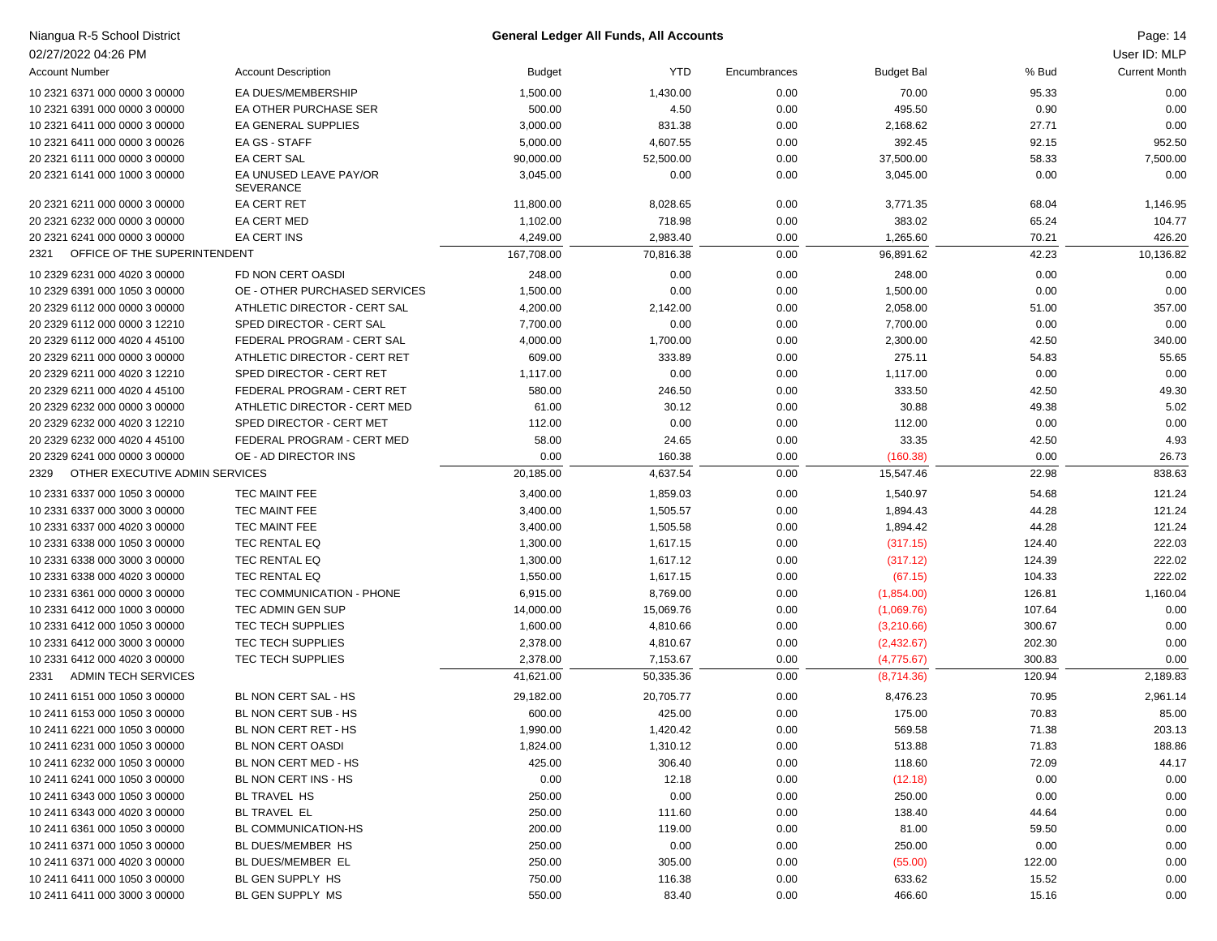Niangua R-5 School District

02/27/2022 04:26 PM

**General Ledger All Funds, All Accounts**

User ID: MLP

| Account Number | Account Description | Budget | YTD | Encumbrances | Budget Bal | % Bud | Current Month |
|---|---|---|---|---|---|---|---|
| 10 2321 6371 000 0000 3 00000 | EA DUES/MEMBERSHIP | 1,500.00 | 1,430.00 | 0.00 | 70.00 | 95.33 | 0.00 |
| 10 2321 6391 000 0000 3 00000 | EA OTHER PURCHASE SER | 500.00 | 4.50 | 0.00 | 495.50 | 0.90 | 0.00 |
| 10 2321 6411 000 0000 3 00000 | EA GENERAL SUPPLIES | 3,000.00 | 831.38 | 0.00 | 2,168.62 | 27.71 | 0.00 |
| 10 2321 6411 000 0000 3 00026 | EA GS - STAFF | 5,000.00 | 4,607.55 | 0.00 | 392.45 | 92.15 | 952.50 |
| 20 2321 6111 000 0000 3 00000 | EA CERT SAL | 90,000.00 | 52,500.00 | 0.00 | 37,500.00 | 58.33 | 7,500.00 |
| 20 2321 6141 000 1000 3 00000 | EA UNUSED LEAVE PAY/OR SEVERANCE | 3,045.00 | 0.00 | 0.00 | 3,045.00 | 0.00 | 0.00 |
| 20 2321 6211 000 0000 3 00000 | EA CERT RET | 11,800.00 | 8,028.65 | 0.00 | 3,771.35 | 68.04 | 1,146.95 |
| 20 2321 6232 000 0000 3 00000 | EA CERT MED | 1,102.00 | 718.98 | 0.00 | 383.02 | 65.24 | 104.77 |
| 20 2321 6241 000 0000 3 00000 | EA CERT INS | 4,249.00 | 2,983.40 | 0.00 | 1,265.60 | 70.21 | 426.20 |
| 2321 OFFICE OF THE SUPERINTENDENT | | 167,708.00 | 70,816.38 | 0.00 | 96,891.62 | 42.23 | 10,136.82 |
| 10 2329 6231 000 4020 3 00000 | FD NON CERT OASDI | 248.00 | 0.00 | 0.00 | 248.00 | 0.00 | 0.00 |
| 10 2329 6391 000 1050 3 00000 | OE - OTHER PURCHASED SERVICES | 1,500.00 | 0.00 | 0.00 | 1,500.00 | 0.00 | 0.00 |
| 20 2329 6112 000 0000 3 00000 | ATHLETIC DIRECTOR - CERT SAL | 4,200.00 | 2,142.00 | 0.00 | 2,058.00 | 51.00 | 357.00 |
| 20 2329 6112 000 0000 3 12210 | SPED DIRECTOR - CERT SAL | 7,700.00 | 0.00 | 0.00 | 7,700.00 | 0.00 | 0.00 |
| 20 2329 6112 000 4020 4 45100 | FEDERAL PROGRAM - CERT SAL | 4,000.00 | 1,700.00 | 0.00 | 2,300.00 | 42.50 | 340.00 |
| 20 2329 6211 000 0000 3 00000 | ATHLETIC DIRECTOR - CERT RET | 609.00 | 333.89 | 0.00 | 275.11 | 54.83 | 55.65 |
| 20 2329 6211 000 4020 3 12210 | SPED DIRECTOR - CERT RET | 1,117.00 | 0.00 | 0.00 | 1,117.00 | 0.00 | 0.00 |
| 20 2329 6211 000 4020 4 45100 | FEDERAL PROGRAM - CERT RET | 580.00 | 246.50 | 0.00 | 333.50 | 42.50 | 49.30 |
| 20 2329 6232 000 0000 3 00000 | ATHLETIC DIRECTOR - CERT MED | 61.00 | 30.12 | 0.00 | 30.88 | 49.38 | 5.02 |
| 20 2329 6232 000 4020 3 12210 | SPED DIRECTOR - CERT MET | 112.00 | 0.00 | 0.00 | 112.00 | 0.00 | 0.00 |
| 20 2329 6232 000 4020 4 45100 | FEDERAL PROGRAM - CERT MED | 58.00 | 24.65 | 0.00 | 33.35 | 42.50 | 4.93 |
| 20 2329 6241 000 0000 3 00000 | OE - AD DIRECTOR INS | 0.00 | 160.38 | 0.00 | (160.38) | 0.00 | 26.73 |
| 2329 OTHER EXECUTIVE ADMIN SERVICES | | 20,185.00 | 4,637.54 | 0.00 | 15,547.46 | 22.98 | 838.63 |
| 10 2331 6337 000 1050 3 00000 | TEC MAINT FEE | 3,400.00 | 1,859.03 | 0.00 | 1,540.97 | 54.68 | 121.24 |
| 10 2331 6337 000 3000 3 00000 | TEC MAINT FEE | 3,400.00 | 1,505.57 | 0.00 | 1,894.43 | 44.28 | 121.24 |
| 10 2331 6337 000 4020 3 00000 | TEC MAINT FEE | 3,400.00 | 1,505.58 | 0.00 | 1,894.42 | 44.28 | 121.24 |
| 10 2331 6338 000 1050 3 00000 | TEC RENTAL EQ | 1,300.00 | 1,617.15 | 0.00 | (317.15) | 124.40 | 222.03 |
| 10 2331 6338 000 3000 3 00000 | TEC RENTAL EQ | 1,300.00 | 1,617.12 | 0.00 | (317.12) | 124.39 | 222.02 |
| 10 2331 6338 000 4020 3 00000 | TEC RENTAL EQ | 1,550.00 | 1,617.15 | 0.00 | (67.15) | 104.33 | 222.02 |
| 10 2331 6361 000 0000 3 00000 | TEC COMMUNICATION - PHONE | 6,915.00 | 8,769.00 | 0.00 | (1,854.00) | 126.81 | 1,160.04 |
| 10 2331 6412 000 1000 3 00000 | TEC ADMIN GEN SUP | 14,000.00 | 15,069.76 | 0.00 | (1,069.76) | 107.64 | 0.00 |
| 10 2331 6412 000 1050 3 00000 | TEC TECH SUPPLIES | 1,600.00 | 4,810.66 | 0.00 | (3,210.66) | 300.67 | 0.00 |
| 10 2331 6412 000 3000 3 00000 | TEC TECH SUPPLIES | 2,378.00 | 4,810.67 | 0.00 | (2,432.67) | 202.30 | 0.00 |
| 10 2331 6412 000 4020 3 00000 | TEC TECH SUPPLIES | 2,378.00 | 7,153.67 | 0.00 | (4,775.67) | 300.83 | 0.00 |
| 2331 ADMIN TECH SERVICES | | 41,621.00 | 50,335.36 | 0.00 | (8,714.36) | 120.94 | 2,189.83 |
| 10 2411 6151 000 1050 3 00000 | BL NON CERT SAL - HS | 29,182.00 | 20,705.77 | 0.00 | 8,476.23 | 70.95 | 2,961.14 |
| 10 2411 6153 000 1050 3 00000 | BL NON CERT SUB - HS | 600.00 | 425.00 | 0.00 | 175.00 | 70.83 | 85.00 |
| 10 2411 6221 000 1050 3 00000 | BL NON CERT RET - HS | 1,990.00 | 1,420.42 | 0.00 | 569.58 | 71.38 | 203.13 |
| 10 2411 6231 000 1050 3 00000 | BL NON CERT OASDI | 1,824.00 | 1,310.12 | 0.00 | 513.88 | 71.83 | 188.86 |
| 10 2411 6232 000 1050 3 00000 | BL NON CERT MED - HS | 425.00 | 306.40 | 0.00 | 118.60 | 72.09 | 44.17 |
| 10 2411 6241 000 1050 3 00000 | BL NON CERT INS - HS | 0.00 | 12.18 | 0.00 | (12.18) | 0.00 | 0.00 |
| 10 2411 6343 000 1050 3 00000 | BL TRAVEL HS | 250.00 | 0.00 | 0.00 | 250.00 | 0.00 | 0.00 |
| 10 2411 6343 000 4020 3 00000 | BL TRAVEL EL | 250.00 | 111.60 | 0.00 | 138.40 | 44.64 | 0.00 |
| 10 2411 6361 000 1050 3 00000 | BL COMMUNICATION-HS | 200.00 | 119.00 | 0.00 | 81.00 | 59.50 | 0.00 |
| 10 2411 6371 000 1050 3 00000 | BL DUES/MEMBER HS | 250.00 | 0.00 | 0.00 | 250.00 | 0.00 | 0.00 |
| 10 2411 6371 000 4020 3 00000 | BL DUES/MEMBER EL | 250.00 | 305.00 | 0.00 | (55.00) | 122.00 | 0.00 |
| 10 2411 6411 000 1050 3 00000 | BL GEN SUPPLY HS | 750.00 | 116.38 | 0.00 | 633.62 | 15.52 | 0.00 |
| 10 2411 6411 000 3000 3 00000 | BL GEN SUPPLY MS | 550.00 | 83.40 | 0.00 | 466.60 | 15.16 | 0.00 |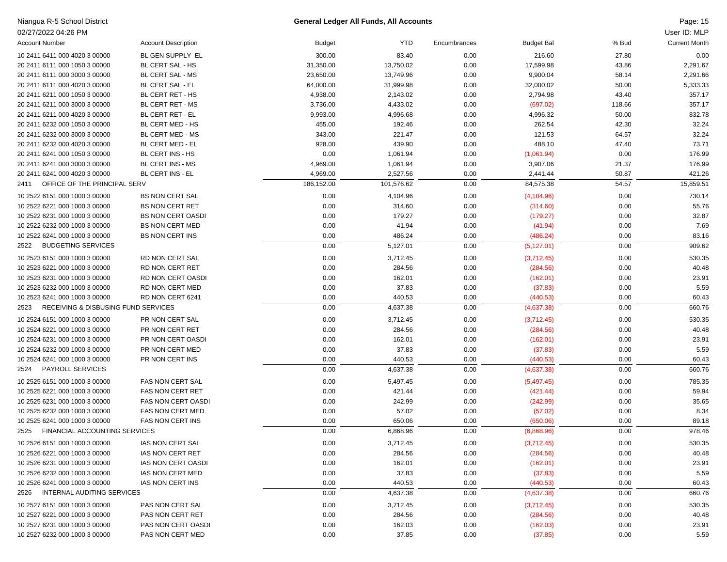Niangua R-5 School District

02/27/2022 04:26 PM

**General Ledger All Funds, All Accounts**

User ID: MLP

| Account Number | Account Description | Budget | YTD | Encumbrances | Budget Bal | % Bud | Current Month |
|---|---|---|---|---|---|---|---|
| 10 2411 6411 000 4020 3 00000 | BL GEN SUPPLY EL | 300.00 | 83.40 | 0.00 | 216.60 | 27.80 | 0.00 |
| 20 2411 6111 000 1050 3 00000 | BL CERT SAL - HS | 31,350.00 | 13,750.02 | 0.00 | 17,599.98 | 43.86 | 2,291.67 |
| 20 2411 6111 000 3000 3 00000 | BL CERT SAL - MS | 23,650.00 | 13,749.96 | 0.00 | 9,900.04 | 58.14 | 2,291.66 |
| 20 2411 6111 000 4020 3 00000 | BL CERT SAL - EL | 64,000.00 | 31,999.98 | 0.00 | 32,000.02 | 50.00 | 5,333.33 |
| 20 2411 6211 000 1050 3 00000 | BL CERT RET - HS | 4,938.00 | 2,143.02 | 0.00 | 2,794.98 | 43.40 | 357.17 |
| 20 2411 6211 000 3000 3 00000 | BL CERT RET - MS | 3,736.00 | 4,433.02 | 0.00 | (697.02) | 118.66 | 357.17 |
| 20 2411 6211 000 4020 3 00000 | BL CERT RET - EL | 9,993.00 | 4,996.68 | 0.00 | 4,996.32 | 50.00 | 832.78 |
| 20 2411 6232 000 1050 3 00000 | BL CERT MED - HS | 455.00 | 192.46 | 0.00 | 262.54 | 42.30 | 32.24 |
| 20 2411 6232 000 3000 3 00000 | BL CERT MED - MS | 343.00 | 221.47 | 0.00 | 121.53 | 64.57 | 32.24 |
| 20 2411 6232 000 4020 3 00000 | BL CERT MED - EL | 928.00 | 439.90 | 0.00 | 488.10 | 47.40 | 73.71 |
| 20 2411 6241 000 1050 3 00000 | BL CERT INS - HS | 0.00 | 1,061.94 | 0.00 | (1,061.94) | 0.00 | 176.99 |
| 20 2411 6241 000 3000 3 00000 | BL CERT INS - MS | 4,969.00 | 1,061.94 | 0.00 | 3,907.06 | 21.37 | 176.99 |
| 20 2411 6241 000 4020 3 00000 | BL CERT INS - EL | 4,969.00 | 2,527.56 | 0.00 | 2,441.44 | 50.87 | 421.26 |
| 2411 OFFICE OF THE PRINCIPAL SERV | | 186,152.00 | 101,576.62 | 0.00 | 84,575.38 | 54.57 | 15,859.51 |
| 10 2522 6151 000 1000 3 00000 | BS NON CERT SAL | 0.00 | 4,104.96 | 0.00 | (4,104.96) | 0.00 | 730.14 |
| 10 2522 6221 000 1000 3 00000 | BS NON CERT RET | 0.00 | 314.60 | 0.00 | (314.60) | 0.00 | 55.76 |
| 10 2522 6231 000 1000 3 00000 | BS NON CERT OASDI | 0.00 | 179.27 | 0.00 | (179.27) | 0.00 | 32.87 |
| 10 2522 6232 000 1000 3 00000 | BS NON CERT MED | 0.00 | 41.94 | 0.00 | (41.94) | 0.00 | 7.69 |
| 10 2522 6241 000 1000 3 00000 | BS NON CERT INS | 0.00 | 486.24 | 0.00 | (486.24) | 0.00 | 83.16 |
| 2522 BUDGETING SERVICES | | 0.00 | 5,127.01 | 0.00 | (5,127.01) | 0.00 | 909.62 |
| 10 2523 6151 000 1000 3 00000 | RD NON CERT SAL | 0.00 | 3,712.45 | 0.00 | (3,712.45) | 0.00 | 530.35 |
| 10 2523 6221 000 1000 3 00000 | RD NON CERT RET | 0.00 | 284.56 | 0.00 | (284.56) | 0.00 | 40.48 |
| 10 2523 6231 000 1000 3 00000 | RD NON CERT OASDI | 0.00 | 162.01 | 0.00 | (162.01) | 0.00 | 23.91 |
| 10 2523 6232 000 1000 3 00000 | RD NON CERT MED | 0.00 | 37.83 | 0.00 | (37.83) | 0.00 | 5.59 |
| 10 2523 6241 000 1000 3 00000 | RD NON CERT 6241 | 0.00 | 440.53 | 0.00 | (440.53) | 0.00 | 60.43 |
| 2523 RECEIVING & DISBUSING FUND SERVICES | | 0.00 | 4,637.38 | 0.00 | (4,637.38) | 0.00 | 660.76 |
| 10 2524 6151 000 1000 3 00000 | PR NON CERT SAL | 0.00 | 3,712.45 | 0.00 | (3,712.45) | 0.00 | 530.35 |
| 10 2524 6221 000 1000 3 00000 | PR NON CERT RET | 0.00 | 284.56 | 0.00 | (284.56) | 0.00 | 40.48 |
| 10 2524 6231 000 1000 3 00000 | PR NON CERT OASDI | 0.00 | 162.01 | 0.00 | (162.01) | 0.00 | 23.91 |
| 10 2524 6232 000 1000 3 00000 | PR NON CERT MED | 0.00 | 37.83 | 0.00 | (37.83) | 0.00 | 5.59 |
| 10 2524 6241 000 1000 3 00000 | PR NON CERT INS | 0.00 | 440.53 | 0.00 | (440.53) | 0.00 | 60.43 |
| 2524 PAYROLL SERVICES | | 0.00 | 4,637.38 | 0.00 | (4,637.38) | 0.00 | 660.76 |
| 10 2525 6151 000 1000 3 00000 | FAS NON CERT SAL | 0.00 | 5,497.45 | 0.00 | (5,497.45) | 0.00 | 785.35 |
| 10 2525 6221 000 1000 3 00000 | FAS NON CERT RET | 0.00 | 421.44 | 0.00 | (421.44) | 0.00 | 59.94 |
| 10 2525 6231 000 1000 3 00000 | FAS NON CERT OASDI | 0.00 | 242.99 | 0.00 | (242.99) | 0.00 | 35.65 |
| 10 2525 6232 000 1000 3 00000 | FAS NON CERT MED | 0.00 | 57.02 | 0.00 | (57.02) | 0.00 | 8.34 |
| 10 2525 6241 000 1000 3 00000 | FAS NON CERT INS | 0.00 | 650.06 | 0.00 | (650.06) | 0.00 | 89.18 |
| 2525 FINANCIAL ACCOUNTING SERVICES | | 0.00 | 6,868.96 | 0.00 | (6,868.96) | 0.00 | 978.46 |
| 10 2526 6151 000 1000 3 00000 | IAS NON CERT SAL | 0.00 | 3,712.45 | 0.00 | (3,712.45) | 0.00 | 530.35 |
| 10 2526 6221 000 1000 3 00000 | IAS NON CERT RET | 0.00 | 284.56 | 0.00 | (284.56) | 0.00 | 40.48 |
| 10 2526 6231 000 1000 3 00000 | IAS NON CERT OASDI | 0.00 | 162.01 | 0.00 | (162.01) | 0.00 | 23.91 |
| 10 2526 6232 000 1000 3 00000 | IAS NON CERT MED | 0.00 | 37.83 | 0.00 | (37.83) | 0.00 | 5.59 |
| 10 2526 6241 000 1000 3 00000 | IAS NON CERT INS | 0.00 | 440.53 | 0.00 | (440.53) | 0.00 | 60.43 |
| 2526 INTERNAL AUDITING SERVICES | | 0.00 | 4,637.38 | 0.00 | (4,637.38) | 0.00 | 660.76 |
| 10 2527 6151 000 1000 3 00000 | PAS NON CERT SAL | 0.00 | 3,712.45 | 0.00 | (3,712.45) | 0.00 | 530.35 |
| 10 2527 6221 000 1000 3 00000 | PAS NON CERT RET | 0.00 | 284.56 | 0.00 | (284.56) | 0.00 | 40.48 |
| 10 2527 6231 000 1000 3 00000 | PAS NON CERT OASDI | 0.00 | 162.03 | 0.00 | (162.03) | 0.00 | 23.91 |
| 10 2527 6232 000 1000 3 00000 | PAS NON CERT MED | 0.00 | 37.85 | 0.00 | (37.85) | 0.00 | 5.59 |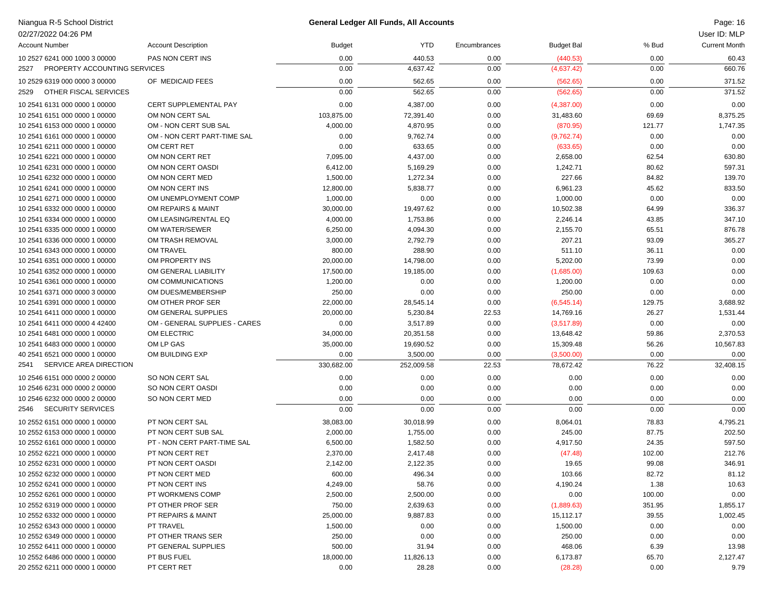Niangua R-5 School District

02/27/2022 04:26 PM

**General Ledger All Funds, All Accounts**

User ID: MLP

| Account Number | Account Description | Budget | YTD | Encumbrances | Budget Bal | % Bud | Current Month |
|---|---|---|---|---|---|---|---|
| 10 2527 6241 000 1000 3 00000 | PAS NON CERT INS | 0.00 | 440.53 | 0.00 | (440.53) | 0.00 | 60.43 |
| 2527 PROPERTY ACCOUNTING SERVICES | | 0.00 | 4,637.42 | 0.00 | (4,637.42) | 0.00 | 660.76 |
| 10 2529 6319 000 0000 3 00000 | OF MEDICAID FEES | 0.00 | 562.65 | 0.00 | (562.65) | 0.00 | 371.52 |
| 2529 OTHER FISCAL SERVICES | | 0.00 | 562.65 | 0.00 | (562.65) | 0.00 | 371.52 |
| 10 2541 6131 000 0000 1 00000 | CERT SUPPLEMENTAL PAY | 0.00 | 4,387.00 | 0.00 | (4,387.00) | 0.00 | 0.00 |
| 10 2541 6151 000 0000 1 00000 | OM NON CERT SAL | 103,875.00 | 72,391.40 | 0.00 | 31,483.60 | 69.69 | 8,375.25 |
| 10 2541 6153 000 0000 1 00000 | OM - NON CERT SUB SAL | 4,000.00 | 4,870.95 | 0.00 | (870.95) | 121.77 | 1,747.35 |
| 10 2541 6161 000 0000 1 00000 | OM - NON CERT PART-TIME SAL | 0.00 | 9,762.74 | 0.00 | (9,762.74) | 0.00 | 0.00 |
| 10 2541 6211 000 0000 1 00000 | OM CERT RET | 0.00 | 633.65 | 0.00 | (633.65) | 0.00 | 0.00 |
| 10 2541 6221 000 0000 1 00000 | OM NON CERT RET | 7,095.00 | 4,437.00 | 0.00 | 2,658.00 | 62.54 | 630.80 |
| 10 2541 6231 000 0000 1 00000 | OM NON CERT OASDI | 6,412.00 | 5,169.29 | 0.00 | 1,242.71 | 80.62 | 597.31 |
| 10 2541 6232 000 0000 1 00000 | OM NON CERT MED | 1,500.00 | 1,272.34 | 0.00 | 227.66 | 84.82 | 139.70 |
| 10 2541 6241 000 0000 1 00000 | OM NON CERT INS | 12,800.00 | 5,838.77 | 0.00 | 6,961.23 | 45.62 | 833.50 |
| 10 2541 6271 000 0000 1 00000 | OM UNEMPLOYMENT COMP | 1,000.00 | 0.00 | 0.00 | 1,000.00 | 0.00 | 0.00 |
| 10 2541 6332 000 0000 1 00000 | OM REPAIRS & MAINT | 30,000.00 | 19,497.62 | 0.00 | 10,502.38 | 64.99 | 336.37 |
| 10 2541 6334 000 0000 1 00000 | OM LEASING/RENTAL EQ | 4,000.00 | 1,753.86 | 0.00 | 2,246.14 | 43.85 | 347.10 |
| 10 2541 6335 000 0000 1 00000 | OM WATER/SEWER | 6,250.00 | 4,094.30 | 0.00 | 2,155.70 | 65.51 | 876.78 |
| 10 2541 6336 000 0000 1 00000 | OM TRASH REMOVAL | 3,000.00 | 2,792.79 | 0.00 | 207.21 | 93.09 | 365.27 |
| 10 2541 6343 000 0000 1 00000 | OM TRAVEL | 800.00 | 288.90 | 0.00 | 511.10 | 36.11 | 0.00 |
| 10 2541 6351 000 0000 1 00000 | OM PROPERTY INS | 20,000.00 | 14,798.00 | 0.00 | 5,202.00 | 73.99 | 0.00 |
| 10 2541 6352 000 0000 1 00000 | OM GENERAL LIABILITY | 17,500.00 | 19,185.00 | 0.00 | (1,685.00) | 109.63 | 0.00 |
| 10 2541 6361 000 0000 1 00000 | OM COMMUNICATIONS | 1,200.00 | 0.00 | 0.00 | 1,200.00 | 0.00 | 0.00 |
| 10 2541 6371 000 0000 3 00000 | OM DUES/MEMBERSHIP | 250.00 | 0.00 | 0.00 | 250.00 | 0.00 | 0.00 |
| 10 2541 6391 000 0000 1 00000 | OM OTHER PROF SER | 22,000.00 | 28,545.14 | 0.00 | (6,545.14) | 129.75 | 3,688.92 |
| 10 2541 6411 000 0000 1 00000 | OM GENERAL SUPPLIES | 20,000.00 | 5,230.84 | 22.53 | 14,769.16 | 26.27 | 1,531.44 |
| 10 2541 6411 000 0000 4 42400 | OM - GENERAL SUPPLIES - CARES | 0.00 | 3,517.89 | 0.00 | (3,517.89) | 0.00 | 0.00 |
| 10 2541 6481 000 0000 1 00000 | OM ELECTRIC | 34,000.00 | 20,351.58 | 0.00 | 13,648.42 | 59.86 | 2,370.53 |
| 10 2541 6483 000 0000 1 00000 | OM LP GAS | 35,000.00 | 19,690.52 | 0.00 | 15,309.48 | 56.26 | 10,567.83 |
| 40 2541 6521 000 0000 1 00000 | OM BUILDING EXP | 0.00 | 3,500.00 | 0.00 | (3,500.00) | 0.00 | 0.00 |
| 2541 SERVICE AREA DIRECTION | | 330,682.00 | 252,009.58 | 22.53 | 78,672.42 | 76.22 | 32,408.15 |
| 10 2546 6151 000 0000 2 00000 | SO NON CERT SAL | 0.00 | 0.00 | 0.00 | 0.00 | 0.00 | 0.00 |
| 10 2546 6231 000 0000 2 00000 | SO NON CERT OASDI | 0.00 | 0.00 | 0.00 | 0.00 | 0.00 | 0.00 |
| 10 2546 6232 000 0000 2 00000 | SO NON CERT MED | 0.00 | 0.00 | 0.00 | 0.00 | 0.00 | 0.00 |
| 2546 SECURITY SERVICES | | 0.00 | 0.00 | 0.00 | 0.00 | 0.00 | 0.00 |
| 10 2552 6151 000 0000 1 00000 | PT NON CERT SAL | 38,083.00 | 30,018.99 | 0.00 | 8,064.01 | 78.83 | 4,795.21 |
| 10 2552 6153 000 0000 1 00000 | PT NON CERT SUB SAL | 2,000.00 | 1,755.00 | 0.00 | 245.00 | 87.75 | 202.50 |
| 10 2552 6161 000 0000 1 00000 | PT - NON CERT PART-TIME SAL | 6,500.00 | 1,582.50 | 0.00 | 4,917.50 | 24.35 | 597.50 |
| 10 2552 6221 000 0000 1 00000 | PT NON CERT RET | 2,370.00 | 2,417.48 | 0.00 | (47.48) | 102.00 | 212.76 |
| 10 2552 6231 000 0000 1 00000 | PT NON CERT OASDI | 2,142.00 | 2,122.35 | 0.00 | 19.65 | 99.08 | 346.91 |
| 10 2552 6232 000 0000 1 00000 | PT NON CERT MED | 600.00 | 496.34 | 0.00 | 103.66 | 82.72 | 81.12 |
| 10 2552 6241 000 0000 1 00000 | PT NON CERT INS | 4,249.00 | 58.76 | 0.00 | 4,190.24 | 1.38 | 10.63 |
| 10 2552 6261 000 0000 1 00000 | PT WORKMENS COMP | 2,500.00 | 2,500.00 | 0.00 | 0.00 | 100.00 | 0.00 |
| 10 2552 6319 000 0000 1 00000 | PT OTHER PROF SER | 750.00 | 2,639.63 | 0.00 | (1,889.63) | 351.95 | 1,855.17 |
| 10 2552 6332 000 0000 1 00000 | PT REPAIRS & MAINT | 25,000.00 | 9,887.83 | 0.00 | 15,112.17 | 39.55 | 1,002.45 |
| 10 2552 6343 000 0000 1 00000 | PT TRAVEL | 1,500.00 | 0.00 | 0.00 | 1,500.00 | 0.00 | 0.00 |
| 10 2552 6349 000 0000 1 00000 | PT OTHER TRANS SER | 250.00 | 0.00 | 0.00 | 250.00 | 0.00 | 0.00 |
| 10 2552 6411 000 0000 1 00000 | PT GENERAL SUPPLIES | 500.00 | 31.94 | 0.00 | 468.06 | 6.39 | 13.98 |
| 10 2552 6486 000 0000 1 00000 | PT BUS FUEL | 18,000.00 | 11,826.13 | 0.00 | 6,173.87 | 65.70 | 2,127.47 |
| 20 2552 6211 000 0000 1 00000 | PT CERT RET | 0.00 | 28.28 | 0.00 | (28.28) | 0.00 | 9.79 |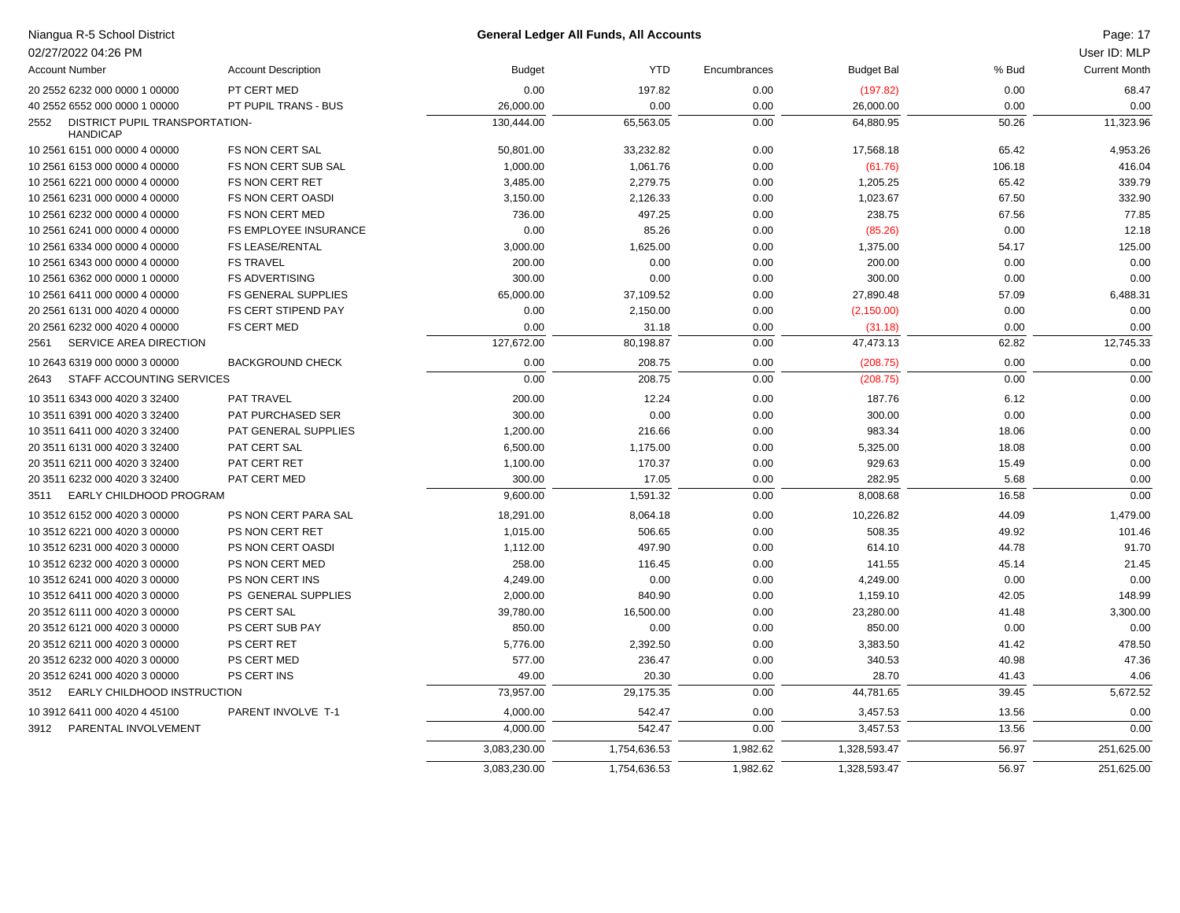| Account Number | Account Description | Budget | YTD | Encumbrances | Budget Bal | % Bud | Current Month |
|---|---|---|---|---|---|---|---|
| 20 2552 6232 000 0000 1 00000 | PT CERT MED | 0.00 | 197.82 | 0.00 | (197.82) | 0.00 | 68.47 |
| 40 2552 6552 000 0000 1 00000 | PT PUPIL TRANS - BUS | 26,000.00 | 0.00 | 0.00 | 26,000.00 | 0.00 | 0.00 |
| 2552 | DISTRICT PUPIL TRANSPORTATION-HANDICAP | 130,444.00 | 65,563.05 | 0.00 | 64,880.95 | 50.26 | 11,323.96 |
| 10 2561 6151 000 0000 4 00000 | FS NON CERT SAL | 50,801.00 | 33,232.82 | 0.00 | 17,568.18 | 65.42 | 4,953.26 |
| 10 2561 6153 000 0000 4 00000 | FS NON CERT SUB SAL | 1,000.00 | 1,061.76 | 0.00 | (61.76) | 106.18 | 416.04 |
| 10 2561 6221 000 0000 4 00000 | FS NON CERT RET | 3,485.00 | 2,279.75 | 0.00 | 1,205.25 | 65.42 | 339.79 |
| 10 2561 6231 000 0000 4 00000 | FS NON CERT OASDI | 3,150.00 | 2,126.33 | 0.00 | 1,023.67 | 67.50 | 332.90 |
| 10 2561 6232 000 0000 4 00000 | FS NON CERT MED | 736.00 | 497.25 | 0.00 | 238.75 | 67.56 | 77.85 |
| 10 2561 6241 000 0000 4 00000 | FS EMPLOYEE INSURANCE | 0.00 | 85.26 | 0.00 | (85.26) | 0.00 | 12.18 |
| 10 2561 6334 000 0000 4 00000 | FS LEASE/RENTAL | 3,000.00 | 1,625.00 | 0.00 | 1,375.00 | 54.17 | 125.00 |
| 10 2561 6343 000 0000 4 00000 | FS TRAVEL | 200.00 | 0.00 | 0.00 | 200.00 | 0.00 | 0.00 |
| 10 2561 6362 000 0000 1 00000 | FS ADVERTISING | 300.00 | 0.00 | 0.00 | 300.00 | 0.00 | 0.00 |
| 10 2561 6411 000 0000 4 00000 | FS GENERAL SUPPLIES | 65,000.00 | 37,109.52 | 0.00 | 27,890.48 | 57.09 | 6,488.31 |
| 20 2561 6131 000 4020 4 00000 | FS CERT STIPEND PAY | 0.00 | 2,150.00 | 0.00 | (2,150.00) | 0.00 | 0.00 |
| 20 2561 6232 000 4020 4 00000 | FS CERT MED | 0.00 | 31.18 | 0.00 | (31.18) | 0.00 | 0.00 |
| 2561 | SERVICE AREA DIRECTION | 127,672.00 | 80,198.87 | 0.00 | 47,473.13 | 62.82 | 12,745.33 |
| 10 2643 6319 000 0000 3 00000 | BACKGROUND CHECK | 0.00 | 208.75 | 0.00 | (208.75) | 0.00 | 0.00 |
| 2643 | STAFF ACCOUNTING SERVICES | 0.00 | 208.75 | 0.00 | (208.75) | 0.00 | 0.00 |
| 10 3511 6343 000 4020 3 32400 | PAT TRAVEL | 200.00 | 12.24 | 0.00 | 187.76 | 6.12 | 0.00 |
| 10 3511 6391 000 4020 3 32400 | PAT PURCHASED SER | 300.00 | 0.00 | 0.00 | 300.00 | 0.00 | 0.00 |
| 10 3511 6411 000 4020 3 32400 | PAT GENERAL SUPPLIES | 1,200.00 | 216.66 | 0.00 | 983.34 | 18.06 | 0.00 |
| 20 3511 6131 000 4020 3 32400 | PAT CERT SAL | 6,500.00 | 1,175.00 | 0.00 | 5,325.00 | 18.08 | 0.00 |
| 20 3511 6211 000 4020 3 32400 | PAT CERT RET | 1,100.00 | 170.37 | 0.00 | 929.63 | 15.49 | 0.00 |
| 20 3511 6232 000 4020 3 32400 | PAT CERT MED | 300.00 | 17.05 | 0.00 | 282.95 | 5.68 | 0.00 |
| 3511 | EARLY CHILDHOOD PROGRAM | 9,600.00 | 1,591.32 | 0.00 | 8,008.68 | 16.58 | 0.00 |
| 10 3512 6152 000 4020 3 00000 | PS NON CERT PARA SAL | 18,291.00 | 8,064.18 | 0.00 | 10,226.82 | 44.09 | 1,479.00 |
| 10 3512 6221 000 4020 3 00000 | PS NON CERT RET | 1,015.00 | 506.65 | 0.00 | 508.35 | 49.92 | 101.46 |
| 10 3512 6231 000 4020 3 00000 | PS NON CERT OASDI | 1,112.00 | 497.90 | 0.00 | 614.10 | 44.78 | 91.70 |
| 10 3512 6232 000 4020 3 00000 | PS NON CERT MED | 258.00 | 116.45 | 0.00 | 141.55 | 45.14 | 21.45 |
| 10 3512 6241 000 4020 3 00000 | PS NON CERT INS | 4,249.00 | 0.00 | 0.00 | 4,249.00 | 0.00 | 0.00 |
| 10 3512 6411 000 4020 3 00000 | PS GENERAL SUPPLIES | 2,000.00 | 840.90 | 0.00 | 1,159.10 | 42.05 | 148.99 |
| 20 3512 6111 000 4020 3 00000 | PS CERT SAL | 39,780.00 | 16,500.00 | 0.00 | 23,280.00 | 41.48 | 3,300.00 |
| 20 3512 6121 000 4020 3 00000 | PS CERT SUB PAY | 850.00 | 0.00 | 0.00 | 850.00 | 0.00 | 0.00 |
| 20 3512 6211 000 4020 3 00000 | PS CERT RET | 5,776.00 | 2,392.50 | 0.00 | 3,383.50 | 41.42 | 478.50 |
| 20 3512 6232 000 4020 3 00000 | PS CERT MED | 577.00 | 236.47 | 0.00 | 340.53 | 40.98 | 47.36 |
| 20 3512 6241 000 4020 3 00000 | PS CERT INS | 49.00 | 20.30 | 0.00 | 28.70 | 41.43 | 4.06 |
| 3512 | EARLY CHILDHOOD INSTRUCTION | 73,957.00 | 29,175.35 | 0.00 | 44,781.65 | 39.45 | 5,672.52 |
| 10 3912 6411 000 4020 4 45100 | PARENT INVOLVE T-1 | 4,000.00 | 542.47 | 0.00 | 3,457.53 | 13.56 | 0.00 |
| 3912 | PARENTAL INVOLVEMENT | 4,000.00 | 542.47 | 0.00 | 3,457.53 | 13.56 | 0.00 |
| | | 3,083,230.00 | 1,754,636.53 | 1,982.62 | 1,328,593.47 | 56.97 | 251,625.00 |
| | | 3,083,230.00 | 1,754,636.53 | 1,982.62 | 1,328,593.47 | 56.97 | 251,625.00 |